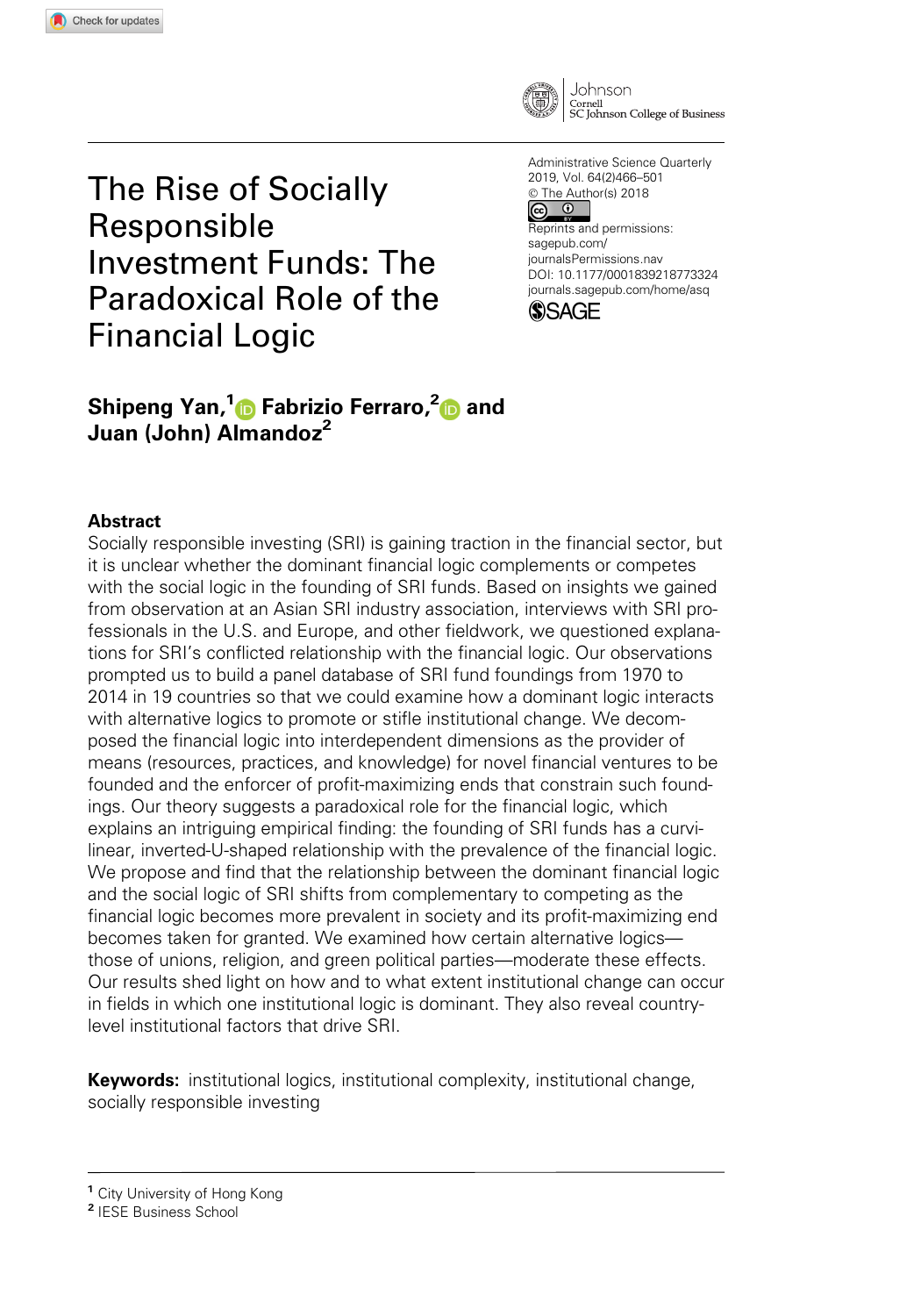# The Rise of Socially Responsible Investment Funds: The Paradoxical Role of the Financial Logic

Administrative Science Quarterly
2019, Vol. 64(2)466–501
© The Author(s) 2018
Reprints and permissions: sagepub.com/journalsPermissions.nav
DOI: 10.1177/0001839218773324
journals.sagepub.com/home/asq

**Shipeng Yan,[1] Fabrizio Ferraro,[2] and Juan (John) Almandoz[2]**

## Abstract

Socially responsible investing (SRI) is gaining traction in the financial sector, but it is unclear whether the dominant financial logic complements or competes with the social logic in the founding of SRI funds. Based on insights we gained from observation at an Asian SRI industry association, interviews with SRI professionals in the U.S. and Europe, and other fieldwork, we questioned explanations for SRI's conflicted relationship with the financial logic. Our observations prompted us to build a panel database of SRI fund foundings from 1970 to 2014 in 19 countries so that we could examine how a dominant logic interacts with alternative logics to promote or stifle institutional change. We decomposed the financial logic into interdependent dimensions as the provider of means (resources, practices, and knowledge) for novel financial ventures to be founded and the enforcer of profit-maximizing ends that constrain such foundings. Our theory suggests a paradoxical role for the financial logic, which explains an intriguing empirical finding: the founding of SRI funds has a curvilinear, inverted-U-shaped relationship with the prevalence of the financial logic. We propose and find that the relationship between the dominant financial logic and the social logic of SRI shifts from complementary to competing as the financial logic becomes more prevalent in society and its profit-maximizing end becomes taken for granted. We examined how certain alternative logics—those of unions, religion, and green political parties—moderate these effects. Our results shed light on how and to what extent institutional change can occur in fields in which one institutional logic is dominant. They also reveal country-level institutional factors that drive SRI.

**Keywords:** institutional logics, institutional complexity, institutional change, socially responsible investing

[1] City University of Hong Kong
[2] IESE Business School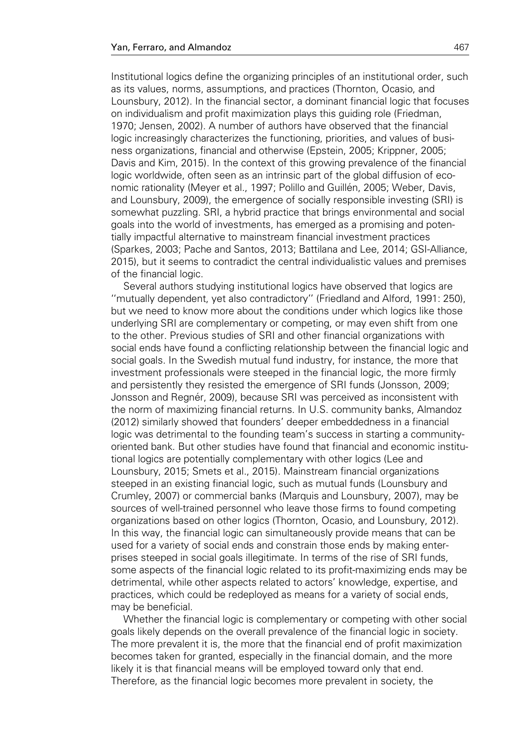Institutional logics define the organizing principles of an institutional order, such as its values, norms, assumptions, and practices (Thornton, Ocasio, and Lounsbury, 2012). In the financial sector, a dominant financial logic that focuses on individualism and profit maximization plays this guiding role (Friedman, 1970; Jensen, 2002). A number of authors have observed that the financial logic increasingly characterizes the functioning, priorities, and values of business organizations, financial and otherwise (Epstein, 2005; Krippner, 2005; Davis and Kim, 2015). In the context of this growing prevalence of the financial logic worldwide, often seen as an intrinsic part of the global diffusion of economic rationality (Meyer et al., 1997; Polillo and Guillén, 2005; Weber, Davis, and Lounsbury, 2009), the emergence of socially responsible investing (SRI) is somewhat puzzling. SRI, a hybrid practice that brings environmental and social goals into the world of investments, has emerged as a promising and potentially impactful alternative to mainstream financial investment practices (Sparkes, 2003; Pache and Santos, 2013; Battilana and Lee, 2014; GSI-Alliance, 2015), but it seems to contradict the central individualistic values and premises of the financial logic.

Several authors studying institutional logics have observed that logics are ''mutually dependent, yet also contradictory'' (Friedland and Alford, 1991: 250), but we need to know more about the conditions under which logics like those underlying SRI are complementary or competing, or may even shift from one to the other. Previous studies of SRI and other financial organizations with social ends have found a conflicting relationship between the financial logic and social goals. In the Swedish mutual fund industry, for instance, the more that investment professionals were steeped in the financial logic, the more firmly and persistently they resisted the emergence of SRI funds (Jonsson, 2009; Jonsson and Regnér, 2009), because SRI was perceived as inconsistent with the norm of maximizing financial returns. In U.S. community banks, Almandoz (2012) similarly showed that founders' deeper embeddedness in a financial logic was detrimental to the founding team's success in starting a community-oriented bank. But other studies have found that financial and economic institutional logics are potentially complementary with other logics (Lee and Lounsbury, 2015; Smets et al., 2015). Mainstream financial organizations steeped in an existing financial logic, such as mutual funds (Lounsbury and Crumley, 2007) or commercial banks (Marquis and Lounsbury, 2007), may be sources of well-trained personnel who leave those firms to found competing organizations based on other logics (Thornton, Ocasio, and Lounsbury, 2012). In this way, the financial logic can simultaneously provide means that can be used for a variety of social ends and constrain those ends by making enterprises steeped in social goals illegitimate. In terms of the rise of SRI funds, some aspects of the financial logic related to its profit-maximizing ends may be detrimental, while other aspects related to actors' knowledge, expertise, and practices, which could be redeployed as means for a variety of social ends, may be beneficial.

Whether the financial logic is complementary or competing with other social goals likely depends on the overall prevalence of the financial logic in society. The more prevalent it is, the more that the financial end of profit maximization becomes taken for granted, especially in the financial domain, and the more likely it is that financial means will be employed toward only that end. Therefore, as the financial logic becomes more prevalent in society, the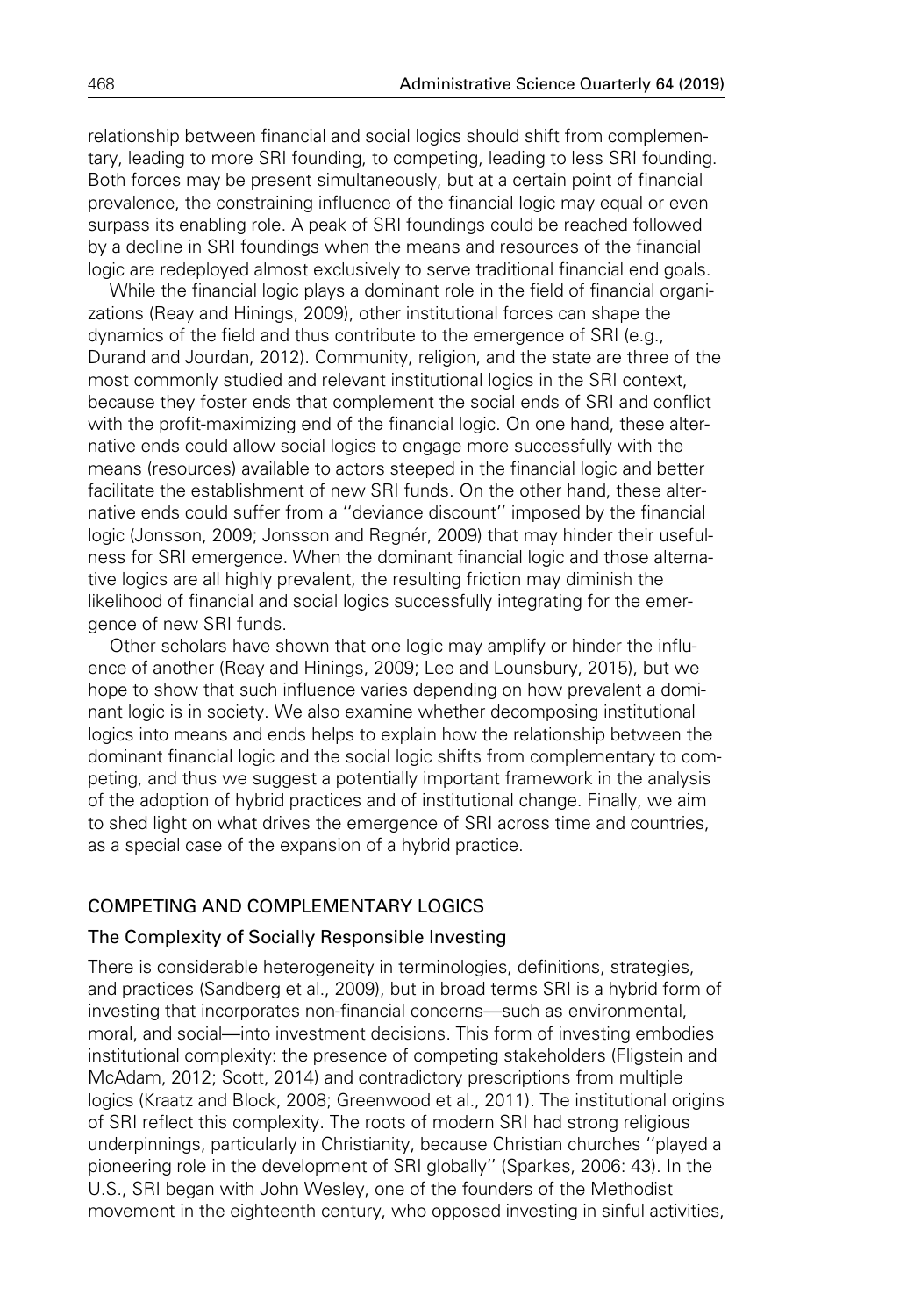relationship between financial and social logics should shift from complementary, leading to more SRI founding, to competing, leading to less SRI founding. Both forces may be present simultaneously, but at a certain point of financial prevalence, the constraining influence of the financial logic may equal or even surpass its enabling role. A peak of SRI foundings could be reached followed by a decline in SRI foundings when the means and resources of the financial logic are redeployed almost exclusively to serve traditional financial end goals.

While the financial logic plays a dominant role in the field of financial organizations (Reay and Hinings, 2009), other institutional forces can shape the dynamics of the field and thus contribute to the emergence of SRI (e.g., Durand and Jourdan, 2012). Community, religion, and the state are three of the most commonly studied and relevant institutional logics in the SRI context, because they foster ends that complement the social ends of SRI and conflict with the profit-maximizing end of the financial logic. On one hand, these alternative ends could allow social logics to engage more successfully with the means (resources) available to actors steeped in the financial logic and better facilitate the establishment of new SRI funds. On the other hand, these alternative ends could suffer from a ''deviance discount'' imposed by the financial logic (Jonsson, 2009; Jonsson and Regnér, 2009) that may hinder their usefulness for SRI emergence. When the dominant financial logic and those alternative logics are all highly prevalent, the resulting friction may diminish the likelihood of financial and social logics successfully integrating for the emergence of new SRI funds.

Other scholars have shown that one logic may amplify or hinder the influence of another (Reay and Hinings, 2009; Lee and Lounsbury, 2015), but we hope to show that such influence varies depending on how prevalent a dominant logic is in society. We also examine whether decomposing institutional logics into means and ends helps to explain how the relationship between the dominant financial logic and the social logic shifts from complementary to competing, and thus we suggest a potentially important framework in the analysis of the adoption of hybrid practices and of institutional change. Finally, we aim to shed light on what drives the emergence of SRI across time and countries, as a special case of the expansion of a hybrid practice.

## COMPETING AND COMPLEMENTARY LOGICS

### The Complexity of Socially Responsible Investing

There is considerable heterogeneity in terminologies, definitions, strategies, and practices (Sandberg et al., 2009), but in broad terms SRI is a hybrid form of investing that incorporates non-financial concerns—such as environmental, moral, and social—into investment decisions. This form of investing embodies institutional complexity: the presence of competing stakeholders (Fligstein and McAdam, 2012; Scott, 2014) and contradictory prescriptions from multiple logics (Kraatz and Block, 2008; Greenwood et al., 2011). The institutional origins of SRI reflect this complexity. The roots of modern SRI had strong religious underpinnings, particularly in Christianity, because Christian churches ''played a pioneering role in the development of SRI globally'' (Sparkes, 2006: 43). In the U.S., SRI began with John Wesley, one of the founders of the Methodist movement in the eighteenth century, who opposed investing in sinful activities,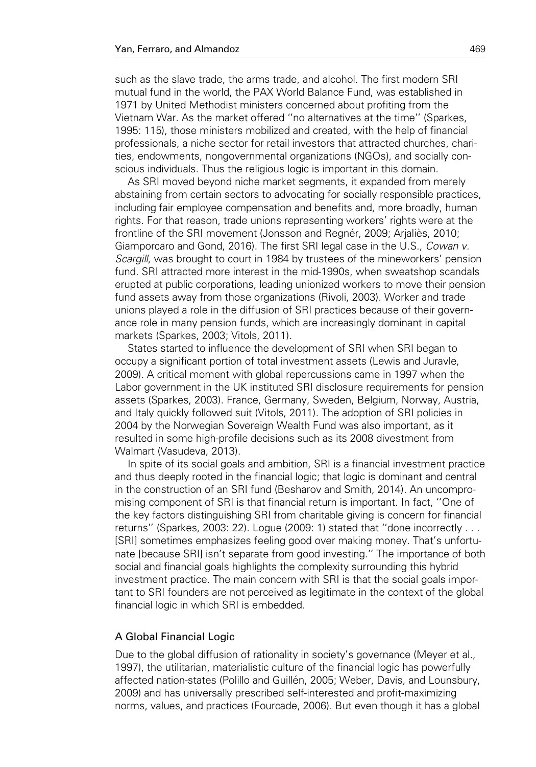such as the slave trade, the arms trade, and alcohol. The first modern SRI mutual fund in the world, the PAX World Balance Fund, was established in 1971 by United Methodist ministers concerned about profiting from the Vietnam War. As the market offered ''no alternatives at the time'' (Sparkes, 1995: 115), those ministers mobilized and created, with the help of financial professionals, a niche sector for retail investors that attracted churches, charities, endowments, nongovernmental organizations (NGOs), and socially conscious individuals. Thus the religious logic is important in this domain.

As SRI moved beyond niche market segments, it expanded from merely abstaining from certain sectors to advocating for socially responsible practices, including fair employee compensation and benefits and, more broadly, human rights. For that reason, trade unions representing workers' rights were at the frontline of the SRI movement (Jonsson and Regnér, 2009; Arjaliès, 2010; Giamporcaro and Gond, 2016). The first SRI legal case in the U.S., *Cowan v. Scargill*, was brought to court in 1984 by trustees of the mineworkers' pension fund. SRI attracted more interest in the mid-1990s, when sweatshop scandals erupted at public corporations, leading unionized workers to move their pension fund assets away from those organizations (Rivoli, 2003). Worker and trade unions played a role in the diffusion of SRI practices because of their governance role in many pension funds, which are increasingly dominant in capital markets (Sparkes, 2003; Vitols, 2011).

States started to influence the development of SRI when SRI began to occupy a significant portion of total investment assets (Lewis and Juravle, 2009). A critical moment with global repercussions came in 1997 when the Labor government in the UK instituted SRI disclosure requirements for pension assets (Sparkes, 2003). France, Germany, Sweden, Belgium, Norway, Austria, and Italy quickly followed suit (Vitols, 2011). The adoption of SRI policies in 2004 by the Norwegian Sovereign Wealth Fund was also important, as it resulted in some high-profile decisions such as its 2008 divestment from Walmart (Vasudeva, 2013).

In spite of its social goals and ambition, SRI is a financial investment practice and thus deeply rooted in the financial logic; that logic is dominant and central in the construction of an SRI fund (Besharov and Smith, 2014). An uncompromising component of SRI is that financial return is important. In fact, ''One of the key factors distinguishing SRI from charitable giving is concern for financial returns'' (Sparkes, 2003: 22). Logue (2009: 1) stated that ''done incorrectly . . . [SRI] sometimes emphasizes feeling good over making money. That's unfortunate [because SRI] isn't separate from good investing.'' The importance of both social and financial goals highlights the complexity surrounding this hybrid investment practice. The main concern with SRI is that the social goals important to SRI founders are not perceived as legitimate in the context of the global financial logic in which SRI is embedded.

### A Global Financial Logic

Due to the global diffusion of rationality in society's governance (Meyer et al., 1997), the utilitarian, materialistic culture of the financial logic has powerfully affected nation-states (Polillo and Guillén, 2005; Weber, Davis, and Lounsbury, 2009) and has universally prescribed self-interested and profit-maximizing norms, values, and practices (Fourcade, 2006). But even though it has a global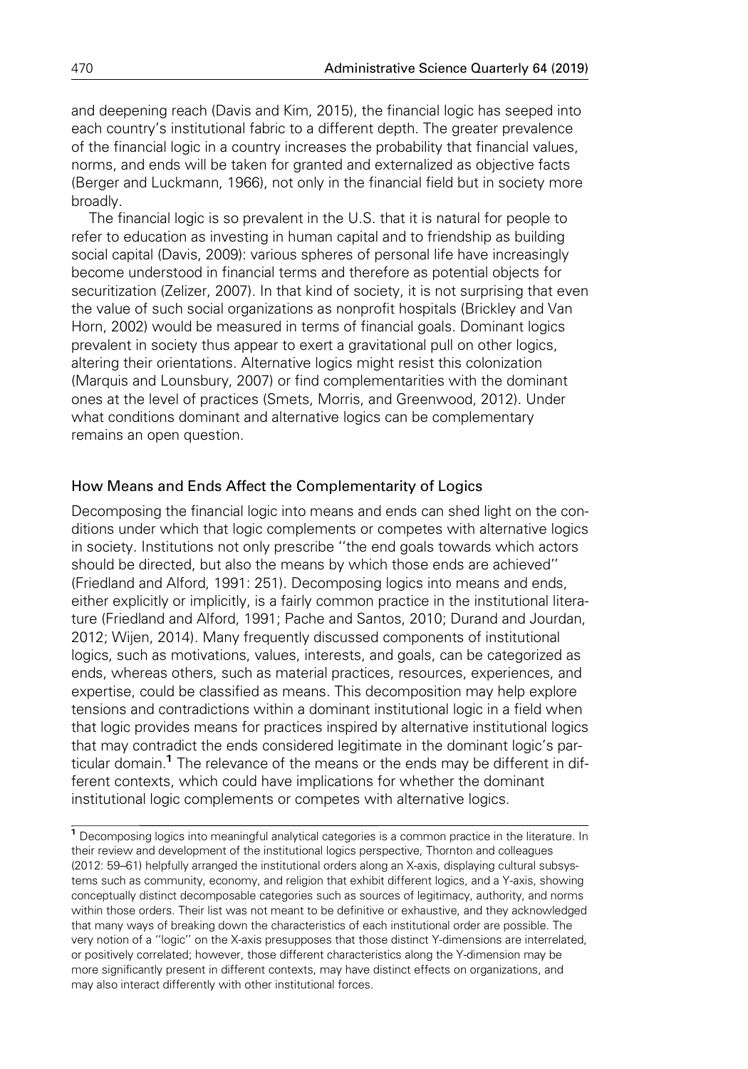and deepening reach (Davis and Kim, 2015), the financial logic has seeped into each country's institutional fabric to a different depth. The greater prevalence of the financial logic in a country increases the probability that financial values, norms, and ends will be taken for granted and externalized as objective facts (Berger and Luckmann, 1966), not only in the financial field but in society more broadly.

The financial logic is so prevalent in the U.S. that it is natural for people to refer to education as investing in human capital and to friendship as building social capital (Davis, 2009): various spheres of personal life have increasingly become understood in financial terms and therefore as potential objects for securitization (Zelizer, 2007). In that kind of society, it is not surprising that even the value of such social organizations as nonprofit hospitals (Brickley and Van Horn, 2002) would be measured in terms of financial goals. Dominant logics prevalent in society thus appear to exert a gravitational pull on other logics, altering their orientations. Alternative logics might resist this colonization (Marquis and Lounsbury, 2007) or find complementarities with the dominant ones at the level of practices (Smets, Morris, and Greenwood, 2012). Under what conditions dominant and alternative logics can be complementary remains an open question.

## How Means and Ends Affect the Complementarity of Logics

Decomposing the financial logic into means and ends can shed light on the conditions under which that logic complements or competes with alternative logics in society. Institutions not only prescribe "the end goals towards which actors should be directed, but also the means by which those ends are achieved" (Friedland and Alford, 1991: 251). Decomposing logics into means and ends, either explicitly or implicitly, is a fairly common practice in the institutional literature (Friedland and Alford, 1991; Pache and Santos, 2010; Durand and Jourdan, 2012; Wijen, 2014). Many frequently discussed components of institutional logics, such as motivations, values, interests, and goals, can be categorized as ends, whereas others, such as material practices, resources, experiences, and expertise, could be classified as means. This decomposition may help explore tensions and contradictions within a dominant institutional logic in a field when that logic provides means for practices inspired by alternative institutional logics that may contradict the ends considered legitimate in the dominant logic's particular domain.[1] The relevance of the means or the ends may be different in different contexts, which could have implications for whether the dominant institutional logic complements or competes with alternative logics.

---

[1] Decomposing logics into meaningful analytical categories is a common practice in the literature. In their review and development of the institutional logics perspective, Thornton and colleagues (2012: 59–61) helpfully arranged the institutional orders along an X-axis, displaying cultural subsystems such as community, economy, and religion that exhibit different logics, and a Y-axis, showing conceptually distinct decomposable categories such as sources of legitimacy, authority, and norms within those orders. Their list was not meant to be definitive or exhaustive, and they acknowledged that many ways of breaking down the characteristics of each institutional order are possible. The very notion of a "logic" on the X-axis presupposes that those distinct Y-dimensions are interrelated, or positively correlated; however, those different characteristics along the Y-dimension may be more significantly present in different contexts, may have distinct effects on organizations, and may also interact differently with other institutional forces.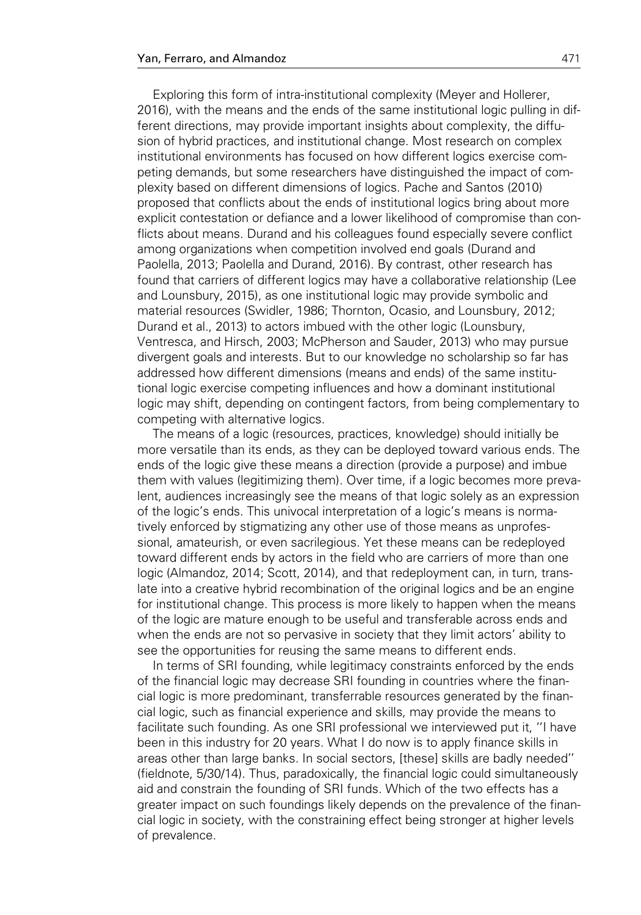Exploring this form of intra-institutional complexity (Meyer and Hollerer, 2016), with the means and the ends of the same institutional logic pulling in different directions, may provide important insights about complexity, the diffusion of hybrid practices, and institutional change. Most research on complex institutional environments has focused on how different logics exercise competing demands, but some researchers have distinguished the impact of complexity based on different dimensions of logics. Pache and Santos (2010) proposed that conflicts about the ends of institutional logics bring about more explicit contestation or defiance and a lower likelihood of compromise than conflicts about means. Durand and his colleagues found especially severe conflict among organizations when competition involved end goals (Durand and Paolella, 2013; Paolella and Durand, 2016). By contrast, other research has found that carriers of different logics may have a collaborative relationship (Lee and Lounsbury, 2015), as one institutional logic may provide symbolic and material resources (Swidler, 1986; Thornton, Ocasio, and Lounsbury, 2012; Durand et al., 2013) to actors imbued with the other logic (Lounsbury, Ventresca, and Hirsch, 2003; McPherson and Sauder, 2013) who may pursue divergent goals and interests. But to our knowledge no scholarship so far has addressed how different dimensions (means and ends) of the same institutional logic exercise competing influences and how a dominant institutional logic may shift, depending on contingent factors, from being complementary to competing with alternative logics.

The means of a logic (resources, practices, knowledge) should initially be more versatile than its ends, as they can be deployed toward various ends. The ends of the logic give these means a direction (provide a purpose) and imbue them with values (legitimizing them). Over time, if a logic becomes more prevalent, audiences increasingly see the means of that logic solely as an expression of the logic's ends. This univocal interpretation of a logic's means is normatively enforced by stigmatizing any other use of those means as unprofessional, amateurish, or even sacrilegious. Yet these means can be redeployed toward different ends by actors in the field who are carriers of more than one logic (Almandoz, 2014; Scott, 2014), and that redeployment can, in turn, translate into a creative hybrid recombination of the original logics and be an engine for institutional change. This process is more likely to happen when the means of the logic are mature enough to be useful and transferable across ends and when the ends are not so pervasive in society that they limit actors' ability to see the opportunities for reusing the same means to different ends.

In terms of SRI founding, while legitimacy constraints enforced by the ends of the financial logic may decrease SRI founding in countries where the financial logic is more predominant, transferrable resources generated by the financial logic, such as financial experience and skills, may provide the means to facilitate such founding. As one SRI professional we interviewed put it, ''I have been in this industry for 20 years. What I do now is to apply finance skills in areas other than large banks. In social sectors, [these] skills are badly needed'' (fieldnote, 5/30/14). Thus, paradoxically, the financial logic could simultaneously aid and constrain the founding of SRI funds. Which of the two effects has a greater impact on such foundings likely depends on the prevalence of the financial logic in society, with the constraining effect being stronger at higher levels of prevalence.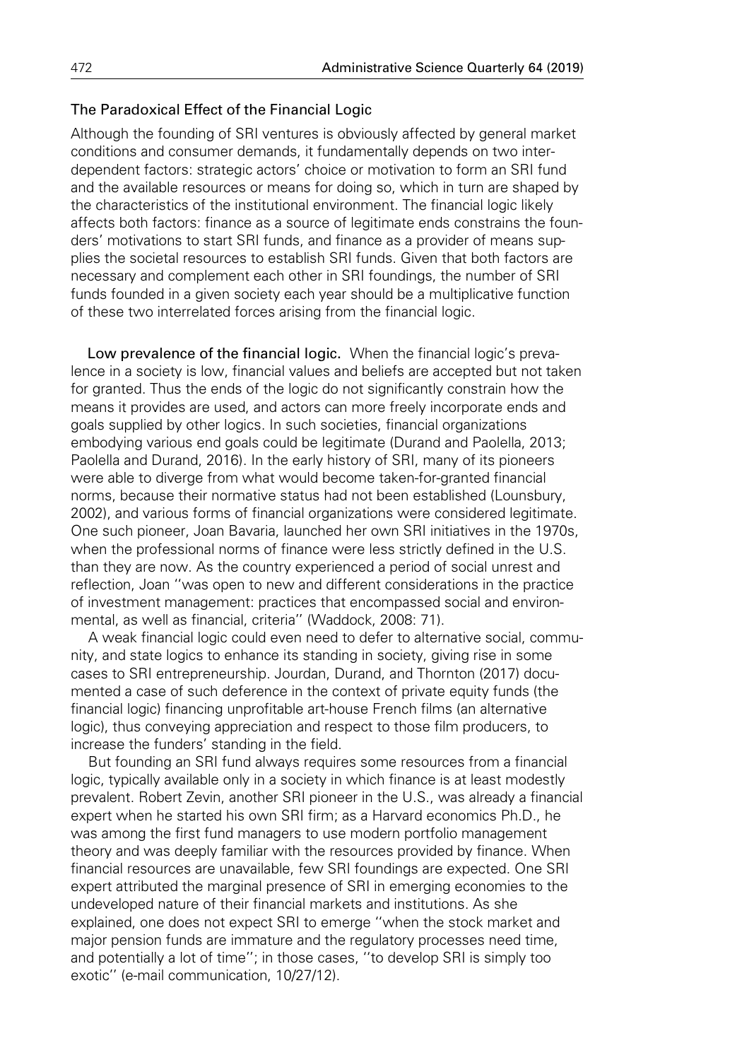### The Paradoxical Effect of the Financial Logic

Although the founding of SRI ventures is obviously affected by general market conditions and consumer demands, it fundamentally depends on two interdependent factors: strategic actors' choice or motivation to form an SRI fund and the available resources or means for doing so, which in turn are shaped by the characteristics of the institutional environment. The financial logic likely affects both factors: finance as a source of legitimate ends constrains the founders' motivations to start SRI funds, and finance as a provider of means supplies the societal resources to establish SRI funds. Given that both factors are necessary and complement each other in SRI foundings, the number of SRI funds founded in a given society each year should be a multiplicative function of these two interrelated forces arising from the financial logic.

**Low prevalence of the financial logic.** When the financial logic's prevalence in a society is low, financial values and beliefs are accepted but not taken for granted. Thus the ends of the logic do not significantly constrain how the means it provides are used, and actors can more freely incorporate ends and goals supplied by other logics. In such societies, financial organizations embodying various end goals could be legitimate (Durand and Paolella, 2013; Paolella and Durand, 2016). In the early history of SRI, many of its pioneers were able to diverge from what would become taken-for-granted financial norms, because their normative status had not been established (Lounsbury, 2002), and various forms of financial organizations were considered legitimate. One such pioneer, Joan Bavaria, launched her own SRI initiatives in the 1970s, when the professional norms of finance were less strictly defined in the U.S. than they are now. As the country experienced a period of social unrest and reflection, Joan ''was open to new and different considerations in the practice of investment management: practices that encompassed social and environmental, as well as financial, criteria'' (Waddock, 2008: 71).

A weak financial logic could even need to defer to alternative social, community, and state logics to enhance its standing in society, giving rise in some cases to SRI entrepreneurship. Jourdan, Durand, and Thornton (2017) documented a case of such deference in the context of private equity funds (the financial logic) financing unprofitable art-house French films (an alternative logic), thus conveying appreciation and respect to those film producers, to increase the funders' standing in the field.

But founding an SRI fund always requires some resources from a financial logic, typically available only in a society in which finance is at least modestly prevalent. Robert Zevin, another SRI pioneer in the U.S., was already a financial expert when he started his own SRI firm; as a Harvard economics Ph.D., he was among the first fund managers to use modern portfolio management theory and was deeply familiar with the resources provided by finance. When financial resources are unavailable, few SRI foundings are expected. One SRI expert attributed the marginal presence of SRI in emerging economies to the undeveloped nature of their financial markets and institutions. As she explained, one does not expect SRI to emerge ''when the stock market and major pension funds are immature and the regulatory processes need time, and potentially a lot of time''; in those cases, ''to develop SRI is simply too exotic'' (e-mail communication, 10/27/12).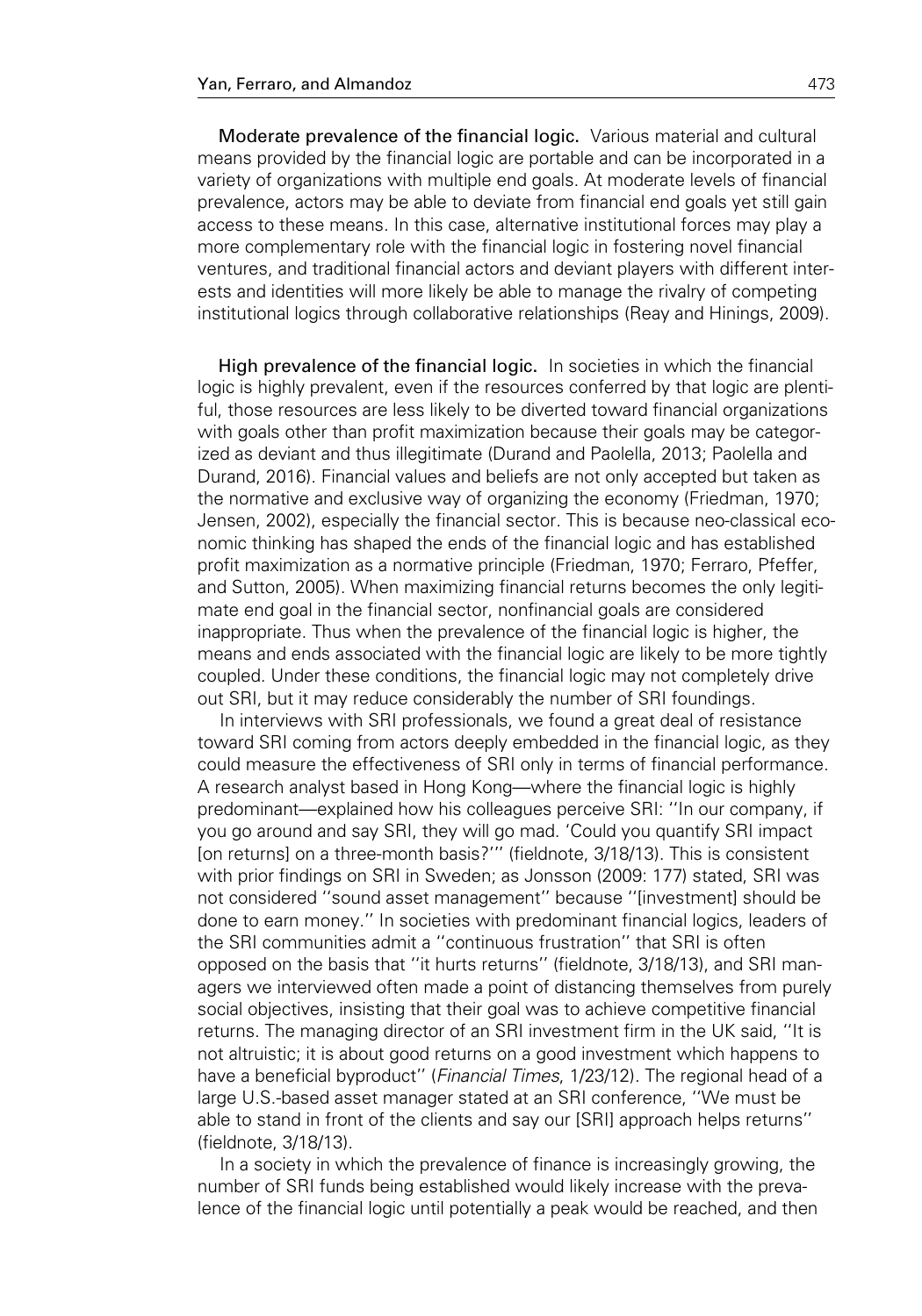**Moderate prevalence of the financial logic.** Various material and cultural means provided by the financial logic are portable and can be incorporated in a variety of organizations with multiple end goals. At moderate levels of financial prevalence, actors may be able to deviate from financial end goals yet still gain access to these means. In this case, alternative institutional forces may play a more complementary role with the financial logic in fostering novel financial ventures, and traditional financial actors and deviant players with different interests and identities will more likely be able to manage the rivalry of competing institutional logics through collaborative relationships (Reay and Hinings, 2009).

**High prevalence of the financial logic.** In societies in which the financial logic is highly prevalent, even if the resources conferred by that logic are plentiful, those resources are less likely to be diverted toward financial organizations with goals other than profit maximization because their goals may be categorized as deviant and thus illegitimate (Durand and Paolella, 2013; Paolella and Durand, 2016). Financial values and beliefs are not only accepted but taken as the normative and exclusive way of organizing the economy (Friedman, 1970; Jensen, 2002), especially the financial sector. This is because neo-classical economic thinking has shaped the ends of the financial logic and has established profit maximization as a normative principle (Friedman, 1970; Ferraro, Pfeffer, and Sutton, 2005). When maximizing financial returns becomes the only legitimate end goal in the financial sector, nonfinancial goals are considered inappropriate. Thus when the prevalence of the financial logic is higher, the means and ends associated with the financial logic are likely to be more tightly coupled. Under these conditions, the financial logic may not completely drive out SRI, but it may reduce considerably the number of SRI foundings.

In interviews with SRI professionals, we found a great deal of resistance toward SRI coming from actors deeply embedded in the financial logic, as they could measure the effectiveness of SRI only in terms of financial performance. A research analyst based in Hong Kong—where the financial logic is highly predominant—explained how his colleagues perceive SRI: "In our company, if you go around and say SRI, they will go mad. 'Could you quantify SRI impact [on returns] on a three-month basis?'" (fieldnote, 3/18/13). This is consistent with prior findings on SRI in Sweden; as Jonsson (2009: 177) stated, SRI was not considered "sound asset management" because "[investment] should be done to earn money." In societies with predominant financial logics, leaders of the SRI communities admit a "continuous frustration" that SRI is often opposed on the basis that "it hurts returns" (fieldnote, 3/18/13), and SRI managers we interviewed often made a point of distancing themselves from purely social objectives, insisting that their goal was to achieve competitive financial returns. The managing director of an SRI investment firm in the UK said, "It is not altruistic; it is about good returns on a good investment which happens to have a beneficial byproduct" (*Financial Times*, 1/23/12). The regional head of a large U.S.-based asset manager stated at an SRI conference, "We must be able to stand in front of the clients and say our [SRI] approach helps returns" (fieldnote, 3/18/13).

In a society in which the prevalence of finance is increasingly growing, the number of SRI funds being established would likely increase with the prevalence of the financial logic until potentially a peak would be reached, and then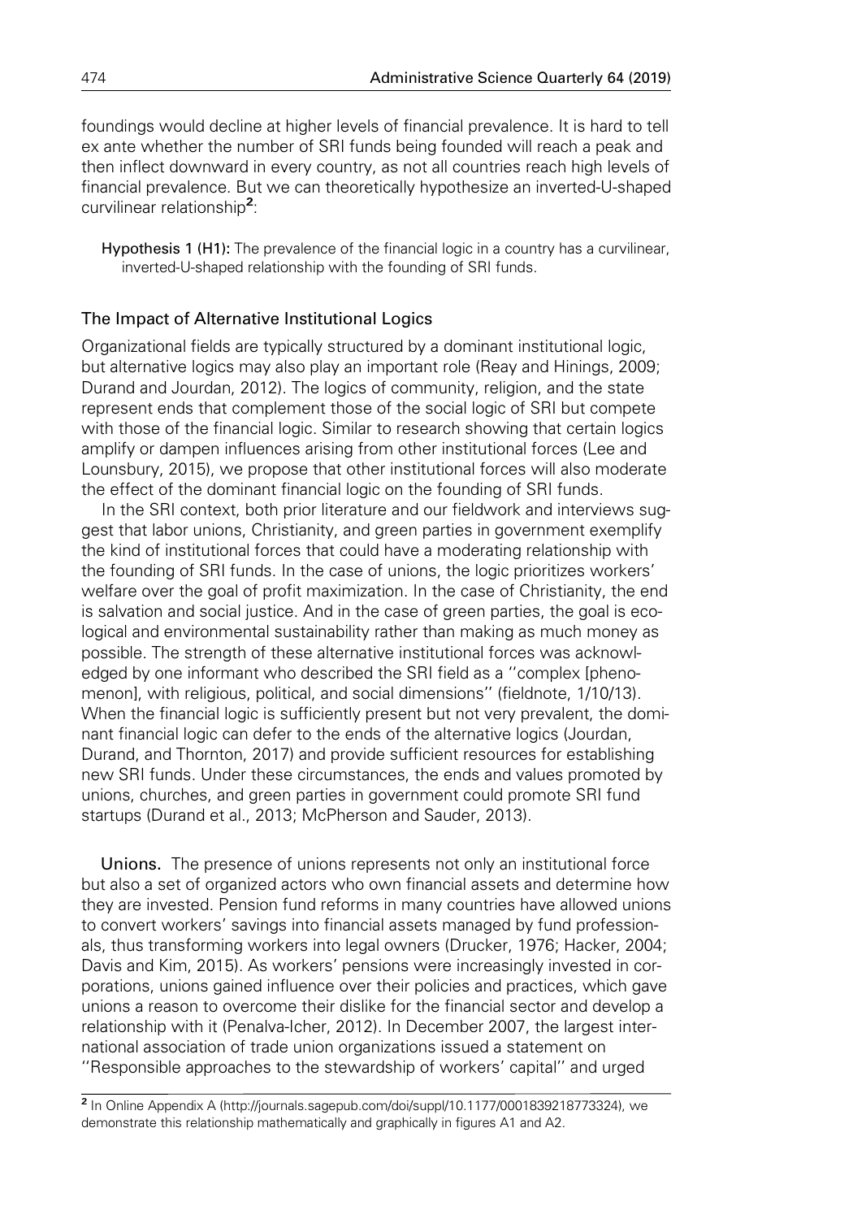foundings would decline at higher levels of financial prevalence. It is hard to tell ex ante whether the number of SRI funds being founded will reach a peak and then inflect downward in every country, as not all countries reach high levels of financial prevalence. But we can theoretically hypothesize an inverted-U-shaped curvilinear relationship[2]:

> **Hypothesis 1 (H1):** The prevalence of the financial logic in a country has a curvilinear, inverted-U-shaped relationship with the founding of SRI funds.

### The Impact of Alternative Institutional Logics

Organizational fields are typically structured by a dominant institutional logic, but alternative logics may also play an important role (Reay and Hinings, 2009; Durand and Jourdan, 2012). The logics of community, religion, and the state represent ends that complement those of the social logic of SRI but compete with those of the financial logic. Similar to research showing that certain logics amplify or dampen influences arising from other institutional forces (Lee and Lounsbury, 2015), we propose that other institutional forces will also moderate the effect of the dominant financial logic on the founding of SRI funds.

In the SRI context, both prior literature and our fieldwork and interviews suggest that labor unions, Christianity, and green parties in government exemplify the kind of institutional forces that could have a moderating relationship with the founding of SRI funds. In the case of unions, the logic prioritizes workers' welfare over the goal of profit maximization. In the case of Christianity, the end is salvation and social justice. And in the case of green parties, the goal is ecological and environmental sustainability rather than making as much money as possible. The strength of these alternative institutional forces was acknowledged by one informant who described the SRI field as a "complex [phenomenon], with religious, political, and social dimensions" (fieldnote, 1/10/13). When the financial logic is sufficiently present but not very prevalent, the dominant financial logic can defer to the ends of the alternative logics (Jourdan, Durand, and Thornton, 2017) and provide sufficient resources for establishing new SRI funds. Under these circumstances, the ends and values promoted by unions, churches, and green parties in government could promote SRI fund startups (Durand et al., 2013; McPherson and Sauder, 2013).

**Unions.** The presence of unions represents not only an institutional force but also a set of organized actors who own financial assets and determine how they are invested. Pension fund reforms in many countries have allowed unions to convert workers' savings into financial assets managed by fund professionals, thus transforming workers into legal owners (Drucker, 1976; Hacker, 2004; Davis and Kim, 2015). As workers' pensions were increasingly invested in corporations, unions gained influence over their policies and practices, which gave unions a reason to overcome their dislike for the financial sector and develop a relationship with it (Penalva-Icher, 2012). In December 2007, the largest international association of trade union organizations issued a statement on "Responsible approaches to the stewardship of workers' capital" and urged

[2] In Online Appendix A (http://journals.sagepub.com/doi/suppl/10.1177/0001839218773324), we demonstrate this relationship mathematically and graphically in figures A1 and A2.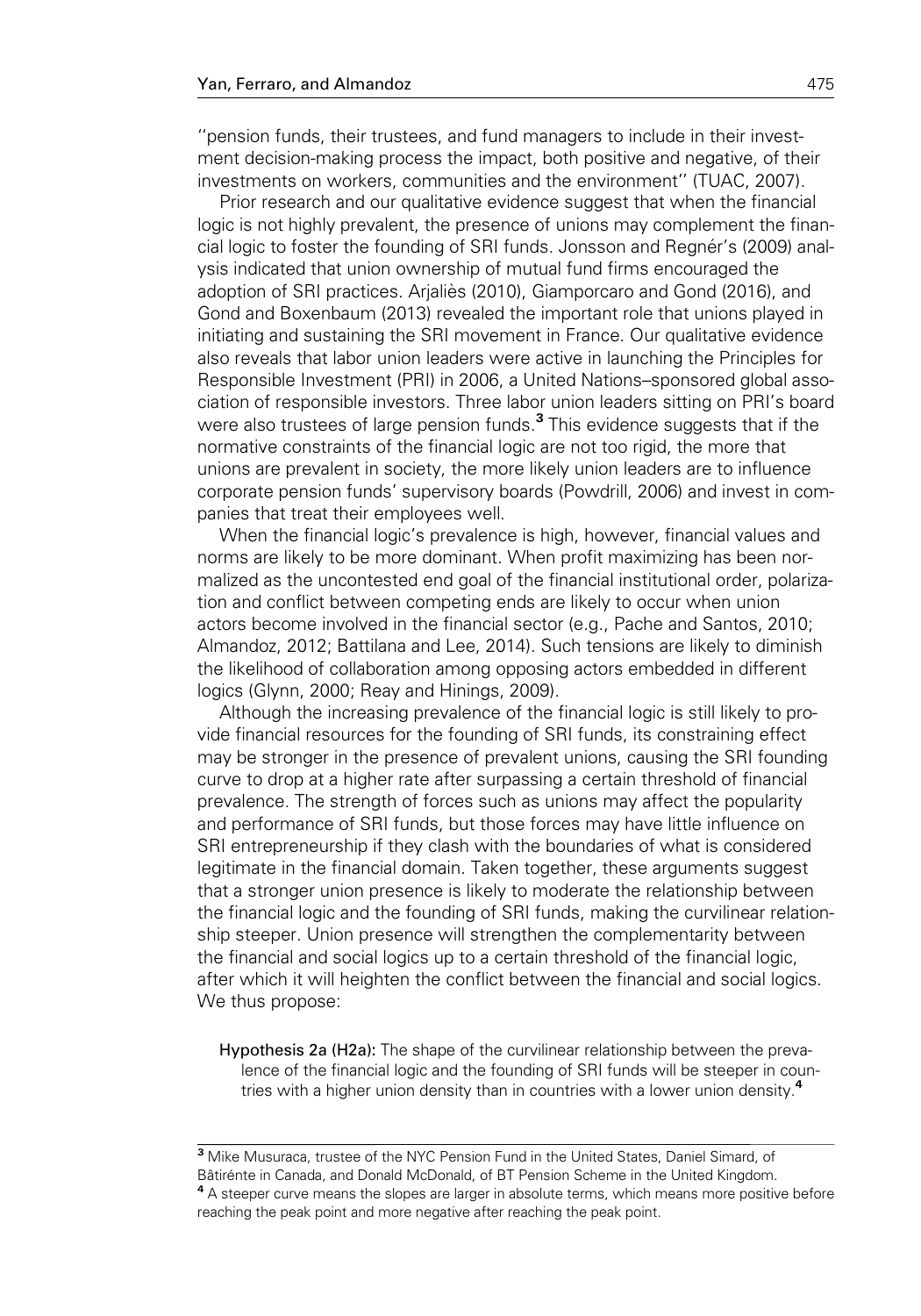''pension funds, their trustees, and fund managers to include in their investment decision-making process the impact, both positive and negative, of their investments on workers, communities and the environment'' (TUAC, 2007).

Prior research and our qualitative evidence suggest that when the financial logic is not highly prevalent, the presence of unions may complement the financial logic to foster the founding of SRI funds. Jonsson and Regnér's (2009) analysis indicated that union ownership of mutual fund firms encouraged the adoption of SRI practices. Arjaliès (2010), Giamporcaro and Gond (2016), and Gond and Boxenbaum (2013) revealed the important role that unions played in initiating and sustaining the SRI movement in France. Our qualitative evidence also reveals that labor union leaders were active in launching the Principles for Responsible Investment (PRI) in 2006, a United Nations–sponsored global association of responsible investors. Three labor union leaders sitting on PRI's board were also trustees of large pension funds.[3] This evidence suggests that if the normative constraints of the financial logic are not too rigid, the more that unions are prevalent in society, the more likely union leaders are to influence corporate pension funds' supervisory boards (Powdrill, 2006) and invest in companies that treat their employees well.

When the financial logic's prevalence is high, however, financial values and norms are likely to be more dominant. When profit maximizing has been normalized as the uncontested end goal of the financial institutional order, polarization and conflict between competing ends are likely to occur when union actors become involved in the financial sector (e.g., Pache and Santos, 2010; Almandoz, 2012; Battilana and Lee, 2014). Such tensions are likely to diminish the likelihood of collaboration among opposing actors embedded in different logics (Glynn, 2000; Reay and Hinings, 2009).

Although the increasing prevalence of the financial logic is still likely to provide financial resources for the founding of SRI funds, its constraining effect may be stronger in the presence of prevalent unions, causing the SRI founding curve to drop at a higher rate after surpassing a certain threshold of financial prevalence. The strength of forces such as unions may affect the popularity and performance of SRI funds, but those forces may have little influence on SRI entrepreneurship if they clash with the boundaries of what is considered legitimate in the financial domain. Taken together, these arguments suggest that a stronger union presence is likely to moderate the relationship between the financial logic and the founding of SRI funds, making the curvilinear relationship steeper. Union presence will strengthen the complementarity between the financial and social logics up to a certain threshold of the financial logic, after which it will heighten the conflict between the financial and social logics. We thus propose:

**Hypothesis 2a (H2a):** The shape of the curvilinear relationship between the prevalence of the financial logic and the founding of SRI funds will be steeper in countries with a higher union density than in countries with a lower union density.[4]

---

[3] Mike Musuraca, trustee of the NYC Pension Fund in the United States, Daniel Simard, of Bâtirénte in Canada, and Donald McDonald, of BT Pension Scheme in the United Kingdom.

[4] A steeper curve means the slopes are larger in absolute terms, which means more positive before reaching the peak point and more negative after reaching the peak point.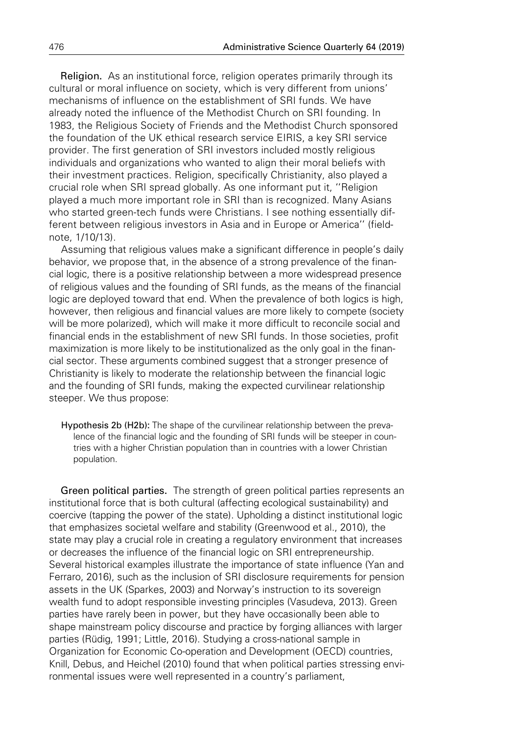**Religion.** As an institutional force, religion operates primarily through its cultural or moral influence on society, which is very different from unions' mechanisms of influence on the establishment of SRI funds. We have already noted the influence of the Methodist Church on SRI founding. In 1983, the Religious Society of Friends and the Methodist Church sponsored the foundation of the UK ethical research service EIRIS, a key SRI service provider. The first generation of SRI investors included mostly religious individuals and organizations who wanted to align their moral beliefs with their investment practices. Religion, specifically Christianity, also played a crucial role when SRI spread globally. As one informant put it, ''Religion played a much more important role in SRI than is recognized. Many Asians who started green-tech funds were Christians. I see nothing essentially different between religious investors in Asia and in Europe or America'' (fieldnote, 1/10/13).

Assuming that religious values make a significant difference in people's daily behavior, we propose that, in the absence of a strong prevalence of the financial logic, there is a positive relationship between a more widespread presence of religious values and the founding of SRI funds, as the means of the financial logic are deployed toward that end. When the prevalence of both logics is high, however, then religious and financial values are more likely to compete (society will be more polarized), which will make it more difficult to reconcile social and financial ends in the establishment of new SRI funds. In those societies, profit maximization is more likely to be institutionalized as the only goal in the financial sector. These arguments combined suggest that a stronger presence of Christianity is likely to moderate the relationship between the financial logic and the founding of SRI funds, making the expected curvilinear relationship steeper. We thus propose:

> **Hypothesis 2b (H2b):** The shape of the curvilinear relationship between the prevalence of the financial logic and the founding of SRI funds will be steeper in countries with a higher Christian population than in countries with a lower Christian population.

**Green political parties.** The strength of green political parties represents an institutional force that is both cultural (affecting ecological sustainability) and coercive (tapping the power of the state). Upholding a distinct institutional logic that emphasizes societal welfare and stability (Greenwood et al., 2010), the state may play a crucial role in creating a regulatory environment that increases or decreases the influence of the financial logic on SRI entrepreneurship. Several historical examples illustrate the importance of state influence (Yan and Ferraro, 2016), such as the inclusion of SRI disclosure requirements for pension assets in the UK (Sparkes, 2003) and Norway's instruction to its sovereign wealth fund to adopt responsible investing principles (Vasudeva, 2013). Green parties have rarely been in power, but they have occasionally been able to shape mainstream policy discourse and practice by forging alliances with larger parties (Rüdig, 1991; Little, 2016). Studying a cross-national sample in Organization for Economic Co-operation and Development (OECD) countries, Knill, Debus, and Heichel (2010) found that when political parties stressing environmental issues were well represented in a country's parliament,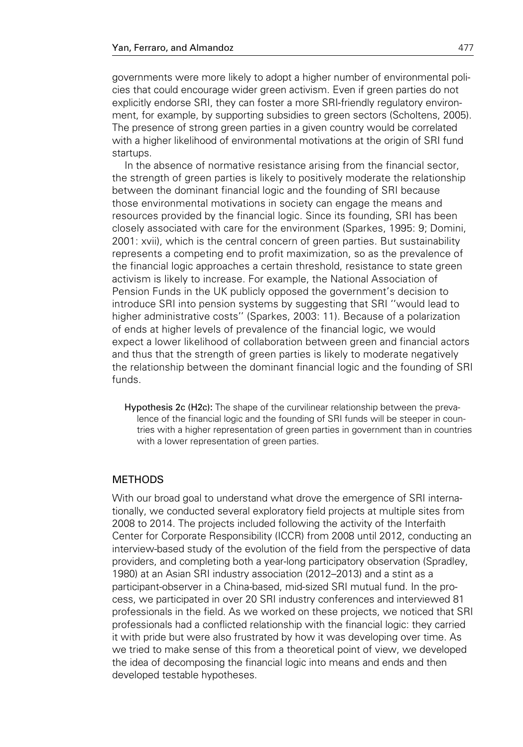governments were more likely to adopt a higher number of environmental policies that could encourage wider green activism. Even if green parties do not explicitly endorse SRI, they can foster a more SRI-friendly regulatory environment, for example, by supporting subsidies to green sectors (Scholtens, 2005). The presence of strong green parties in a given country would be correlated with a higher likelihood of environmental motivations at the origin of SRI fund startups.

In the absence of normative resistance arising from the financial sector, the strength of green parties is likely to positively moderate the relationship between the dominant financial logic and the founding of SRI because those environmental motivations in society can engage the means and resources provided by the financial logic. Since its founding, SRI has been closely associated with care for the environment (Sparkes, 1995: 9; Domini, 2001: xvii), which is the central concern of green parties. But sustainability represents a competing end to profit maximization, so as the prevalence of the financial logic approaches a certain threshold, resistance to state green activism is likely to increase. For example, the National Association of Pension Funds in the UK publicly opposed the government's decision to introduce SRI into pension systems by suggesting that SRI ''would lead to higher administrative costs'' (Sparkes, 2003: 11). Because of a polarization of ends at higher levels of prevalence of the financial logic, we would expect a lower likelihood of collaboration between green and financial actors and thus that the strength of green parties is likely to moderate negatively the relationship between the dominant financial logic and the founding of SRI funds.

> **Hypothesis 2c (H2c):** The shape of the curvilinear relationship between the prevalence of the financial logic and the founding of SRI funds will be steeper in countries with a higher representation of green parties in government than in countries with a lower representation of green parties.

## METHODS

With our broad goal to understand what drove the emergence of SRI internationally, we conducted several exploratory field projects at multiple sites from 2008 to 2014. The projects included following the activity of the Interfaith Center for Corporate Responsibility (ICCR) from 2008 until 2012, conducting an interview-based study of the evolution of the field from the perspective of data providers, and completing both a year-long participatory observation (Spradley, 1980) at an Asian SRI industry association (2012–2013) and a stint as a participant-observer in a China-based, mid-sized SRI mutual fund. In the process, we participated in over 20 SRI industry conferences and interviewed 81 professionals in the field. As we worked on these projects, we noticed that SRI professionals had a conflicted relationship with the financial logic: they carried it with pride but were also frustrated by how it was developing over time. As we tried to make sense of this from a theoretical point of view, we developed the idea of decomposing the financial logic into means and ends and then developed testable hypotheses.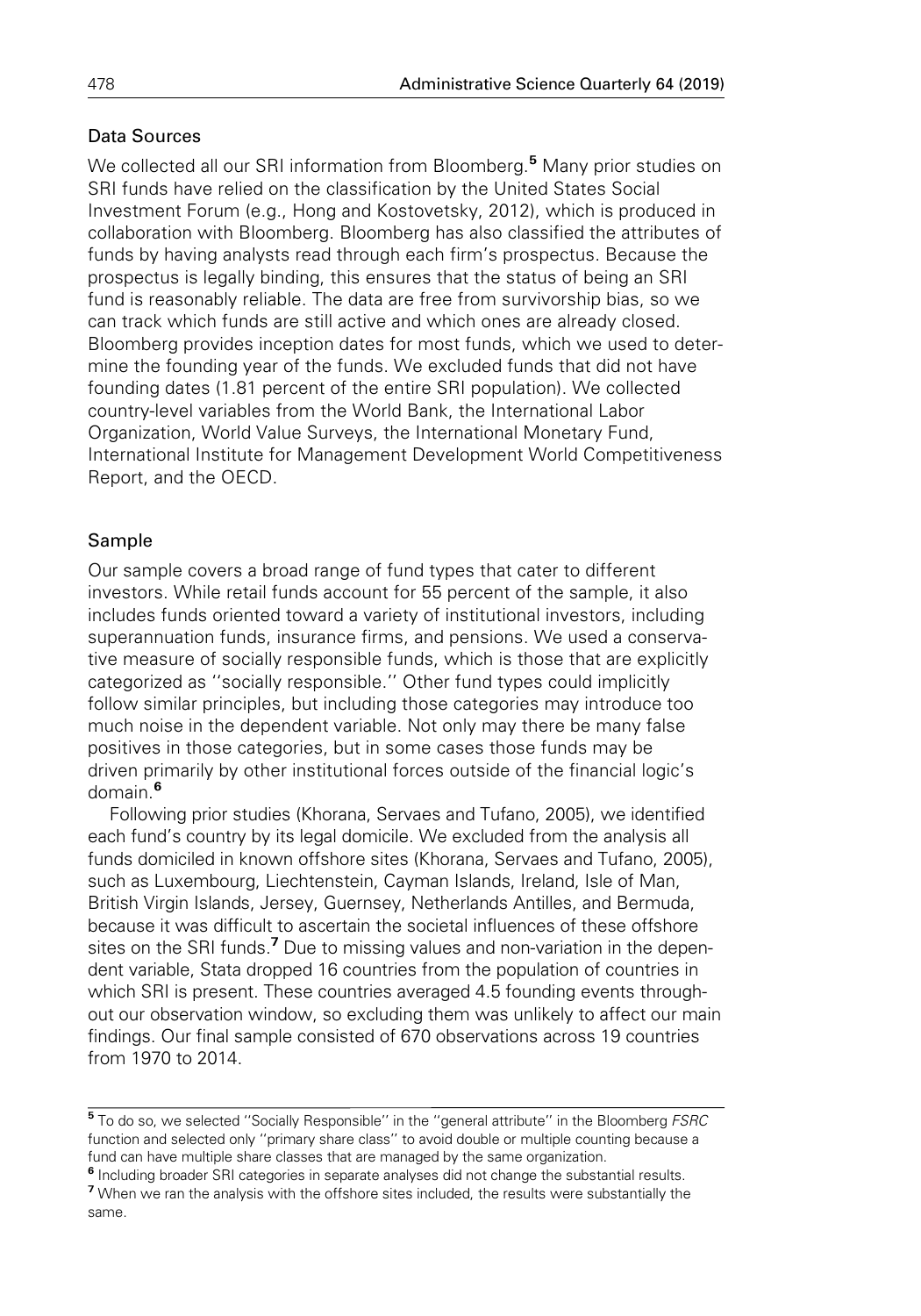## Data Sources

We collected all our SRI information from Bloomberg.[5] Many prior studies on SRI funds have relied on the classification by the United States Social Investment Forum (e.g., Hong and Kostovetsky, 2012), which is produced in collaboration with Bloomberg. Bloomberg has also classified the attributes of funds by having analysts read through each firm's prospectus. Because the prospectus is legally binding, this ensures that the status of being an SRI fund is reasonably reliable. The data are free from survivorship bias, so we can track which funds are still active and which ones are already closed. Bloomberg provides inception dates for most funds, which we used to determine the founding year of the funds. We excluded funds that did not have founding dates (1.81 percent of the entire SRI population). We collected country-level variables from the World Bank, the International Labor Organization, World Value Surveys, the International Monetary Fund, International Institute for Management Development World Competitiveness Report, and the OECD.

## Sample

Our sample covers a broad range of fund types that cater to different investors. While retail funds account for 55 percent of the sample, it also includes funds oriented toward a variety of institutional investors, including superannuation funds, insurance firms, and pensions. We used a conservative measure of socially responsible funds, which is those that are explicitly categorized as ''socially responsible.'' Other fund types could implicitly follow similar principles, but including those categories may introduce too much noise in the dependent variable. Not only may there be many false positives in those categories, but in some cases those funds may be driven primarily by other institutional forces outside of the financial logic's domain.[6]

Following prior studies (Khorana, Servaes and Tufano, 2005), we identified each fund's country by its legal domicile. We excluded from the analysis all funds domiciled in known offshore sites (Khorana, Servaes and Tufano, 2005), such as Luxembourg, Liechtenstein, Cayman Islands, Ireland, Isle of Man, British Virgin Islands, Jersey, Guernsey, Netherlands Antilles, and Bermuda, because it was difficult to ascertain the societal influences of these offshore sites on the SRI funds.[7] Due to missing values and non-variation in the dependent variable, Stata dropped 16 countries from the population of countries in which SRI is present. These countries averaged 4.5 founding events throughout our observation window, so excluding them was unlikely to affect our main findings. Our final sample consisted of 670 observations across 19 countries from 1970 to 2014.

---

[5] To do so, we selected ''Socially Responsible'' in the ''general attribute'' in the Bloomberg *FSRC* function and selected only ''primary share class'' to avoid double or multiple counting because a fund can have multiple share classes that are managed by the same organization.

[6] Including broader SRI categories in separate analyses did not change the substantial results.

[7] When we ran the analysis with the offshore sites included, the results were substantially the same.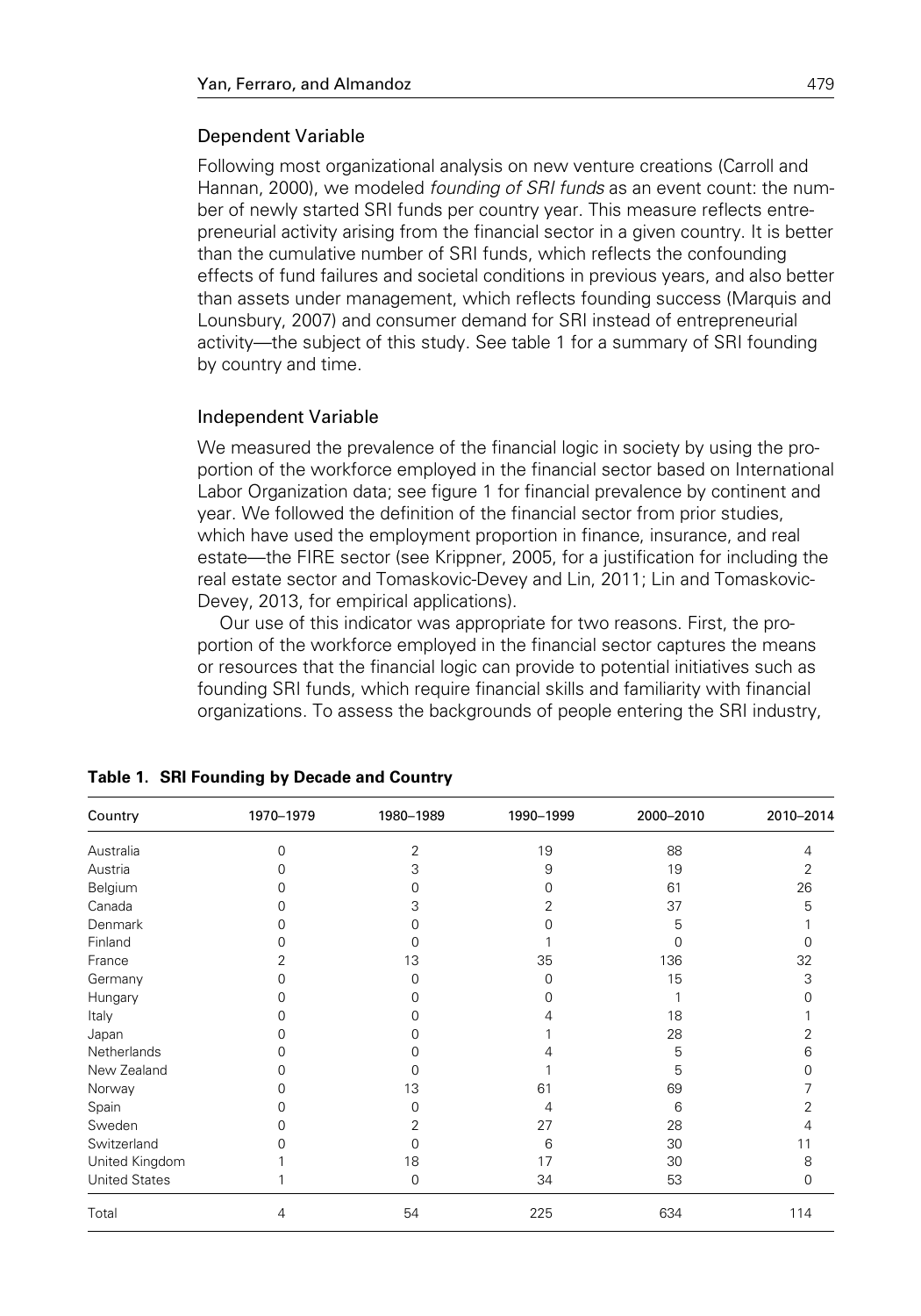### Dependent Variable

Following most organizational analysis on new venture creations (Carroll and Hannan, 2000), we modeled *founding of SRI funds* as an event count: the number of newly started SRI funds per country year. This measure reflects entrepreneurial activity arising from the financial sector in a given country. It is better than the cumulative number of SRI funds, which reflects the confounding effects of fund failures and societal conditions in previous years, and also better than assets under management, which reflects founding success (Marquis and Lounsbury, 2007) and consumer demand for SRI instead of entrepreneurial activity—the subject of this study. See table 1 for a summary of SRI founding by country and time.

### Independent Variable

We measured the prevalence of the financial logic in society by using the proportion of the workforce employed in the financial sector based on International Labor Organization data; see figure 1 for financial prevalence by continent and year. We followed the definition of the financial sector from prior studies, which have used the employment proportion in finance, insurance, and real estate—the FIRE sector (see Krippner, 2005, for a justification for including the real estate sector and Tomaskovic-Devey and Lin, 2011; Lin and Tomaskovic-Devey, 2013, for empirical applications).

Our use of this indicator was appropriate for two reasons. First, the proportion of the workforce employed in the financial sector captures the means or resources that the financial logic can provide to potential initiatives such as founding SRI funds, which require financial skills and familiarity with financial organizations. To assess the backgrounds of people entering the SRI industry,

**Table 1. SRI Founding by Decade and Country**

| Country | 1970–1979 | 1980–1989 | 1990–1999 | 2000–2010 | 2010–2014 |
|---|---|---|---|---|---|
| Australia | 0 | 2 | 19 | 88 | 4 |
| Austria | 0 | 3 | 9 | 19 | 2 |
| Belgium | 0 | 0 | 0 | 61 | 26 |
| Canada | 0 | 3 | 2 | 37 | 5 |
| Denmark | 0 | 0 | 0 | 5 | 1 |
| Finland | 0 | 0 | 1 | 0 | 0 |
| France | 2 | 13 | 35 | 136 | 32 |
| Germany | 0 | 0 | 0 | 15 | 3 |
| Hungary | 0 | 0 | 0 | 1 | 0 |
| Italy | 0 | 0 | 4 | 18 | 1 |
| Japan | 0 | 0 | 1 | 28 | 2 |
| Netherlands | 0 | 0 | 4 | 5 | 6 |
| New Zealand | 0 | 0 | 1 | 5 | 0 |
| Norway | 0 | 13 | 61 | 69 | 7 |
| Spain | 0 | 0 | 4 | 6 | 2 |
| Sweden | 0 | 2 | 27 | 28 | 4 |
| Switzerland | 0 | 0 | 6 | 30 | 11 |
| United Kingdom | 1 | 18 | 17 | 30 | 8 |
| United States | 1 | 0 | 34 | 53 | 0 |
| Total | 4 | 54 | 225 | 634 | 114 |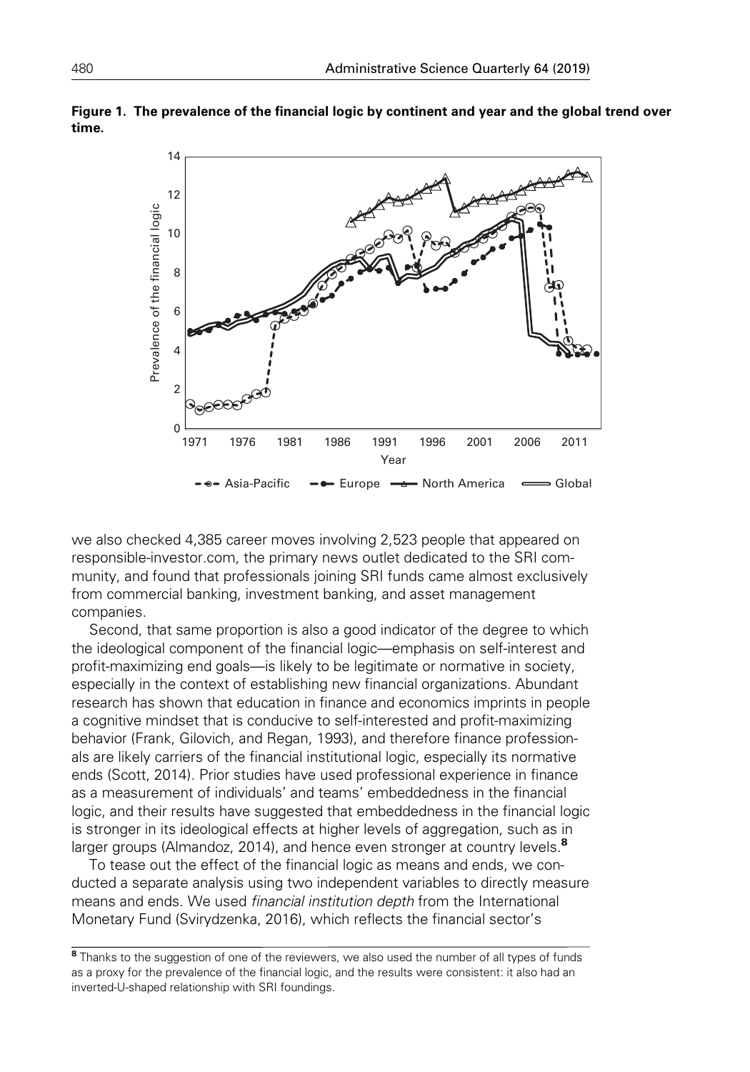**Figure 1. The prevalence of the financial logic by continent and year and the global trend over time.**

we also checked 4,385 career moves involving 2,523 people that appeared on responsible-investor.com, the primary news outlet dedicated to the SRI community, and found that professionals joining SRI funds came almost exclusively from commercial banking, investment banking, and asset management companies.

Second, that same proportion is also a good indicator of the degree to which the ideological component of the financial logic—emphasis on self-interest and profit-maximizing end goals—is likely to be legitimate or normative in society, especially in the context of establishing new financial organizations. Abundant research has shown that education in finance and economics imprints in people a cognitive mindset that is conducive to self-interested and profit-maximizing behavior (Frank, Gilovich, and Regan, 1993), and therefore finance professionals are likely carriers of the financial institutional logic, especially its normative ends (Scott, 2014). Prior studies have used professional experience in finance as a measurement of individuals' and teams' embeddedness in the financial logic, and their results have suggested that embeddedness in the financial logic is stronger in its ideological effects at higher levels of aggregation, such as in larger groups (Almandoz, 2014), and hence even stronger at country levels.[8]

To tease out the effect of the financial logic as means and ends, we conducted a separate analysis using two independent variables to directly measure means and ends. We used *financial institution depth* from the International Monetary Fund (Svirydzenka, 2016), which reflects the financial sector's

[8] Thanks to the suggestion of one of the reviewers, we also used the number of all types of funds as a proxy for the prevalence of the financial logic, and the results were consistent: it also had an inverted-U-shaped relationship with SRI foundings.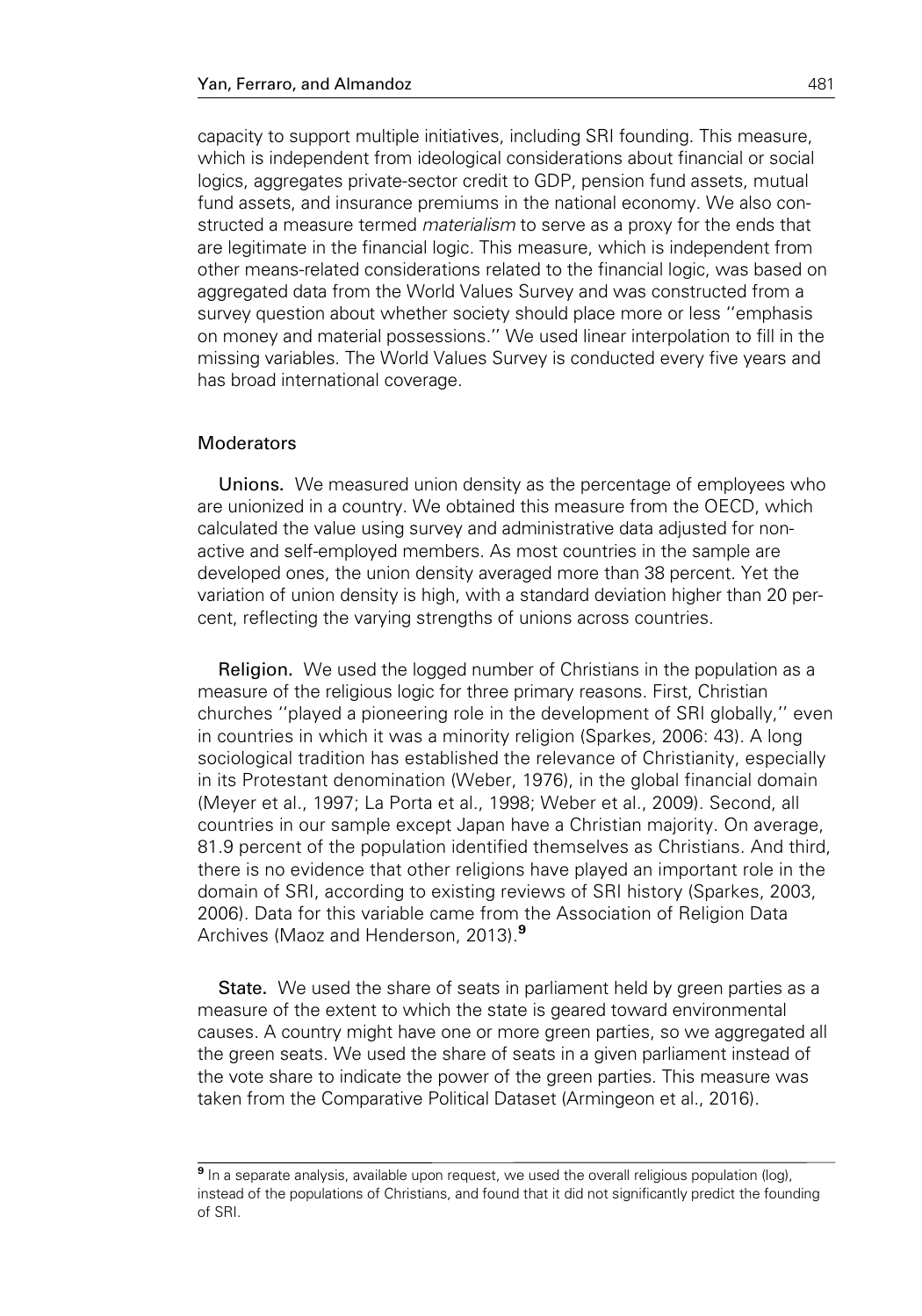capacity to support multiple initiatives, including SRI founding. This measure, which is independent from ideological considerations about financial or social logics, aggregates private-sector credit to GDP, pension fund assets, mutual fund assets, and insurance premiums in the national economy. We also constructed a measure termed *materialism* to serve as a proxy for the ends that are legitimate in the financial logic. This measure, which is independent from other means-related considerations related to the financial logic, was based on aggregated data from the World Values Survey and was constructed from a survey question about whether society should place more or less ''emphasis on money and material possessions.'' We used linear interpolation to fill in the missing variables. The World Values Survey is conducted every five years and has broad international coverage.

## Moderators

**Unions.** We measured union density as the percentage of employees who are unionized in a country. We obtained this measure from the OECD, which calculated the value using survey and administrative data adjusted for non-active and self-employed members. As most countries in the sample are developed ones, the union density averaged more than 38 percent. Yet the variation of union density is high, with a standard deviation higher than 20 percent, reflecting the varying strengths of unions across countries.

**Religion.** We used the logged number of Christians in the population as a measure of the religious logic for three primary reasons. First, Christian churches ''played a pioneering role in the development of SRI globally,'' even in countries in which it was a minority religion (Sparkes, 2006: 43). A long sociological tradition has established the relevance of Christianity, especially in its Protestant denomination (Weber, 1976), in the global financial domain (Meyer et al., 1997; La Porta et al., 1998; Weber et al., 2009). Second, all countries in our sample except Japan have a Christian majority. On average, 81.9 percent of the population identified themselves as Christians. And third, there is no evidence that other religions have played an important role in the domain of SRI, according to existing reviews of SRI history (Sparkes, 2003, 2006). Data for this variable came from the Association of Religion Data Archives (Maoz and Henderson, 2013).[9]

**State.** We used the share of seats in parliament held by green parties as a measure of the extent to which the state is geared toward environmental causes. A country might have one or more green parties, so we aggregated all the green seats. We used the share of seats in a given parliament instead of the vote share to indicate the power of the green parties. This measure was taken from the Comparative Political Dataset (Armingeon et al., 2016).

---

[9] In a separate analysis, available upon request, we used the overall religious population (log), instead of the populations of Christians, and found that it did not significantly predict the founding of SRI.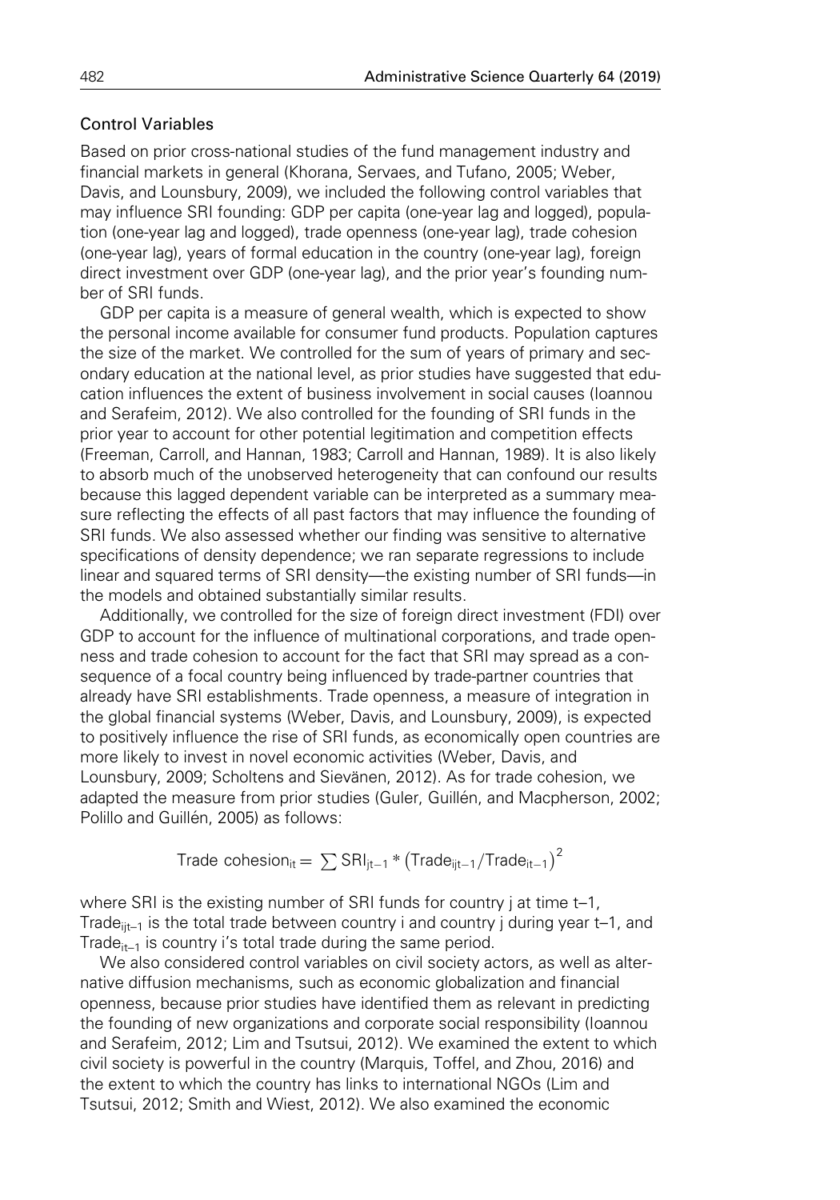### Control Variables

Based on prior cross-national studies of the fund management industry and financial markets in general (Khorana, Servaes, and Tufano, 2005; Weber, Davis, and Lounsbury, 2009), we included the following control variables that may influence SRI founding: GDP per capita (one-year lag and logged), population (one-year lag and logged), trade openness (one-year lag), trade cohesion (one-year lag), years of formal education in the country (one-year lag), foreign direct investment over GDP (one-year lag), and the prior year's founding number of SRI funds.

GDP per capita is a measure of general wealth, which is expected to show the personal income available for consumer fund products. Population captures the size of the market. We controlled for the sum of years of primary and secondary education at the national level, as prior studies have suggested that education influences the extent of business involvement in social causes (Ioannou and Serafeim, 2012). We also controlled for the founding of SRI funds in the prior year to account for other potential legitimation and competition effects (Freeman, Carroll, and Hannan, 1983; Carroll and Hannan, 1989). It is also likely to absorb much of the unobserved heterogeneity that can confound our results because this lagged dependent variable can be interpreted as a summary measure reflecting the effects of all past factors that may influence the founding of SRI funds. We also assessed whether our finding was sensitive to alternative specifications of density dependence; we ran separate regressions to include linear and squared terms of SRI density—the existing number of SRI funds—in the models and obtained substantially similar results.

Additionally, we controlled for the size of foreign direct investment (FDI) over GDP to account for the influence of multinational corporations, and trade openness and trade cohesion to account for the fact that SRI may spread as a consequence of a focal country being influenced by trade-partner countries that already have SRI establishments. Trade openness, a measure of integration in the global financial systems (Weber, Davis, and Lounsbury, 2009), is expected to positively influence the rise of SRI funds, as economically open countries are more likely to invest in novel economic activities (Weber, Davis, and Lounsbury, 2009; Scholtens and Sievänen, 2012). As for trade cohesion, we adapted the measure from prior studies (Guler, Guillén, and Macpherson, 2002; Polillo and Guillén, 2005) as follows:

$$\text{Trade cohesion}_{it} = \sum \text{SRI}_{jt-1} * \left(\text{Trade}_{ijt-1}/\text{Trade}_{it-1}\right)^2$$

where SRI is the existing number of SRI funds for country j at time t–1, $\text{Trade}_{ijt-1}$ is the total trade between country i and country j during year t–1, and $\text{Trade}_{it-1}$ is country i's total trade during the same period.

We also considered control variables on civil society actors, as well as alternative diffusion mechanisms, such as economic globalization and financial openness, because prior studies have identified them as relevant in predicting the founding of new organizations and corporate social responsibility (Ioannou and Serafeim, 2012; Lim and Tsutsui, 2012). We examined the extent to which civil society is powerful in the country (Marquis, Toffel, and Zhou, 2016) and the extent to which the country has links to international NGOs (Lim and Tsutsui, 2012; Smith and Wiest, 2012). We also examined the economic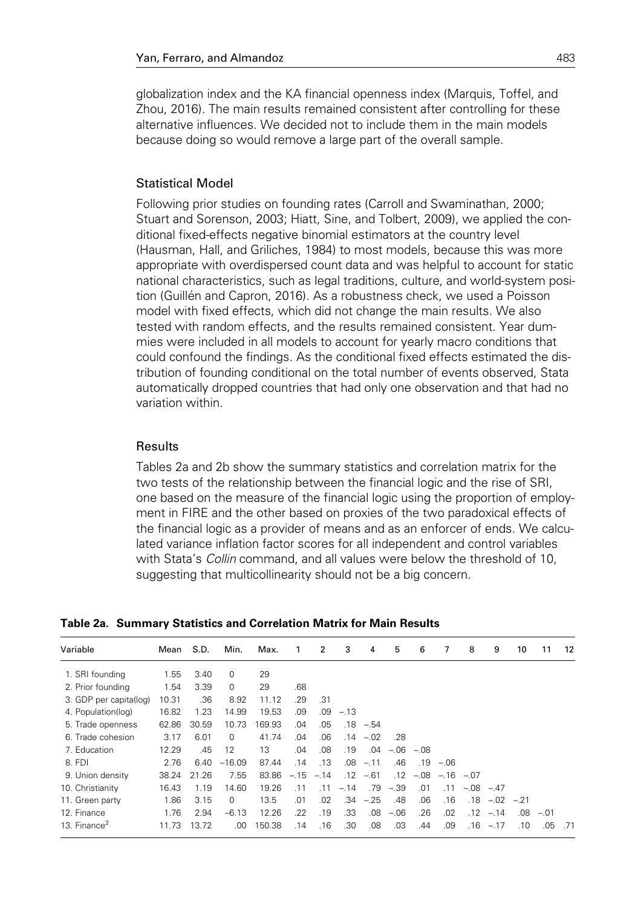globalization index and the KA financial openness index (Marquis, Toffel, and Zhou, 2016). The main results remained consistent after controlling for these alternative influences. We decided not to include them in the main models because doing so would remove a large part of the overall sample.

### Statistical Model

Following prior studies on founding rates (Carroll and Swaminathan, 2000; Stuart and Sorenson, 2003; Hiatt, Sine, and Tolbert, 2009), we applied the conditional fixed-effects negative binomial estimators at the country level (Hausman, Hall, and Griliches, 1984) to most models, because this was more appropriate with overdispersed count data and was helpful to account for static national characteristics, such as legal traditions, culture, and world-system position (Guillén and Capron, 2016). As a robustness check, we used a Poisson model with fixed effects, which did not change the main results. We also tested with random effects, and the results remained consistent. Year dummies were included in all models to account for yearly macro conditions that could confound the findings. As the conditional fixed effects estimated the distribution of founding conditional on the total number of events observed, Stata automatically dropped countries that had only one observation and that had no variation within.

### Results

Tables 2a and 2b show the summary statistics and correlation matrix for the two tests of the relationship between the financial logic and the rise of SRI, one based on the measure of the financial logic using the proportion of employment in FIRE and the other based on proxies of the two paradoxical effects of the financial logic as a provider of means and as an enforcer of ends. We calculated variance inflation factor scores for all independent and control variables with Stata's *Collin* command, and all values were below the threshold of 10, suggesting that multicollinearity should not be a big concern.

**Table 2a. Summary Statistics and Correlation Matrix for Main Results**

| Variable | Mean | S.D. | Min. | Max. | 1 | 2 | 3 | 4 | 5 | 6 | 7 | 8 | 9 | 10 | 11 | 12 |
|---|---|---|---|---|---|---|---|---|---|---|---|---|---|---|---|---|
| 1. SRI founding | 1.55 | 3.40 | 0 | 29 | | | | | | | | | | | | |
| 2. Prior founding | 1.54 | 3.39 | 0 | 29 | .68 | | | | | | | | | | | |
| 3. GDP per capita(log) | 10.31 | .36 | 8.92 | 11.12 | .29 | .31 | | | | | | | | | | |
| 4. Population(log) | 16.82 | 1.23 | 14.99 | 19.53 | .09 | .09 | −.13 | | | | | | | | | |
| 5. Trade openness | 62.86 | 30.59 | 10.73 | 169.93 | .04 | .05 | .18 | −.54 | | | | | | | | |
| 6. Trade cohesion | 3.17 | 6.01 | 0 | 41.74 | .04 | .06 | .14 | −.02 | .28 | | | | | | | |
| 7. Education | 12.29 | .45 | 12 | 13 | .04 | .08 | .19 | .04 | −.06 | −.08 | | | | | | |
| 8. FDI | 2.76 | 6.40 | −16.09 | 87.44 | .14 | .13 | .08 | −.11 | .46 | .19 | −.06 | | | | | |
| 9. Union density | 38.24 | 21.26 | 7.55 | 83.86 | −.15 | −.14 | .12 | −.61 | .12 | −.08 | −.16 | −.07 | | | | |
| 10. Christianity | 16.43 | 1.19 | 14.60 | 19.26 | .11 | .11 | −.14 | .79 | −.39 | .01 | .11 | −.08 | −.47 | | | |
| 11. Green party | 1.86 | 3.15 | 0 | 13.5 | .01 | .02 | .34 | −.25 | .48 | .06 | .16 | .18 | −.02 | −.21 | | |
| 12. Finance | 1.76 | 2.94 | −6.13 | 12.26 | .22 | .19 | .33 | .08 | −.06 | .26 | .02 | .12 | −.14 | .08 | −.01 | |
| 13. Finance$^2$ | 11.73 | 13.72 | .00 | 150.38 | .14 | .16 | .30 | .08 | .03 | .44 | .09 | .16 | −.17 | .10 | .05 | .71 |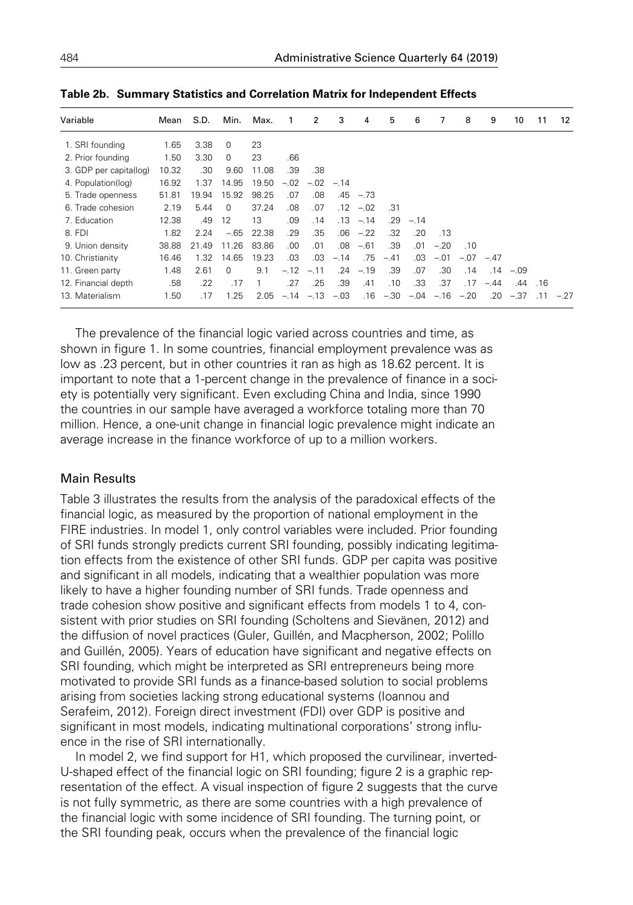**Table 2b. Summary Statistics and Correlation Matrix for Independent Effects**

| Variable | Mean | S.D. | Min. | Max. | 1 | 2 | 3 | 4 | 5 | 6 | 7 | 8 | 9 | 10 | 11 | 12 |
|---|---|---|---|---|---|---|---|---|---|---|---|---|---|---|---|---|
| 1. SRI founding | 1.65 | 3.38 | 0 | 23 | | | | | | | | | | | | |
| 2. Prior founding | 1.50 | 3.30 | 0 | 23 | .66 | | | | | | | | | | | |
| 3. GDP per capita(log) | 10.32 | .30 | 9.60 | 11.08 | .39 | .38 | | | | | | | | | | |
| 4. Population(log) | 16.92 | 1.37 | 14.95 | 19.50 | −.02 | −.02 | −.14 | | | | | | | | | |
| 5. Trade openness | 51.81 | 19.94 | 15.92 | 98.25 | .07 | .08 | .45 | −.73 | | | | | | | | |
| 6. Trade cohesion | 2.19 | 5.44 | 0 | 37.24 | .08 | .07 | .12 | −.02 | .31 | | | | | | | |
| 7. Education | 12.38 | .49 | 12 | 13 | .09 | .14 | .13 | −.14 | .29 | −.14 | | | | | | |
| 8. FDI | 1.82 | 2.24 | −.65 | 22.38 | .29 | .35 | .06 | −.22 | .32 | .20 | .13 | | | | | |
| 9. Union density | 38.88 | 21.49 | 11.26 | 83.86 | .00 | .01 | .08 | −.61 | .39 | .01 | −.20 | .10 | | | | |
| 10. Christianity | 16.46 | 1.32 | 14.65 | 19.23 | .03 | .03 | −.14 | .75 | −.41 | .03 | −.01 | −.07 | −.47 | | | |
| 11. Green party | 1.48 | 2.61 | 0 | 9.1 | −.12 | −.11 | .24 | −.19 | .39 | .07 | .30 | .14 | .14 | −.09 | | |
| 12. Financial depth | .58 | .22 | .17 | 1 | .27 | .25 | .39 | .41 | .10 | .33 | .37 | .17 | −.44 | .44 | .16 | |
| 13. Materialism | 1.50 | .17 | 1.25 | 2.05 | −.14 | −.13 | −.03 | .16 | −.30 | −.04 | −.16 | −.20 | .20 | −.37 | .11 | −.27 |

The prevalence of the financial logic varied across countries and time, as shown in figure 1. In some countries, financial employment prevalence was as low as .23 percent, but in other countries it ran as high as 18.62 percent. It is important to note that a 1-percent change in the prevalence of finance in a society is potentially very significant. Even excluding China and India, since 1990 the countries in our sample have averaged a workforce totaling more than 70 million. Hence, a one-unit change in financial logic prevalence might indicate an average increase in the finance workforce of up to a million workers.

## Main Results

Table 3 illustrates the results from the analysis of the paradoxical effects of the financial logic, as measured by the proportion of national employment in the FIRE industries. In model 1, only control variables were included. Prior founding of SRI funds strongly predicts current SRI founding, possibly indicating legitimation effects from the existence of other SRI funds. GDP per capita was positive and significant in all models, indicating that a wealthier population was more likely to have a higher founding number of SRI funds. Trade openness and trade cohesion show positive and significant effects from models 1 to 4, consistent with prior studies on SRI founding (Scholtens and Sievänen, 2012) and the diffusion of novel practices (Guler, Guillén, and Macpherson, 2002; Polillo and Guillén, 2005). Years of education have significant and negative effects on SRI founding, which might be interpreted as SRI entrepreneurs being more motivated to provide SRI funds as a finance-based solution to social problems arising from societies lacking strong educational systems (Ioannou and Serafeim, 2012). Foreign direct investment (FDI) over GDP is positive and significant in most models, indicating multinational corporations' strong influence in the rise of SRI internationally.

In model 2, we find support for H1, which proposed the curvilinear, inverted-U-shaped effect of the financial logic on SRI founding; figure 2 is a graphic representation of the effect. A visual inspection of figure 2 suggests that the curve is not fully symmetric, as there are some countries with a high prevalence of the financial logic with some incidence of SRI founding. The turning point, or the SRI founding peak, occurs when the prevalence of the financial logic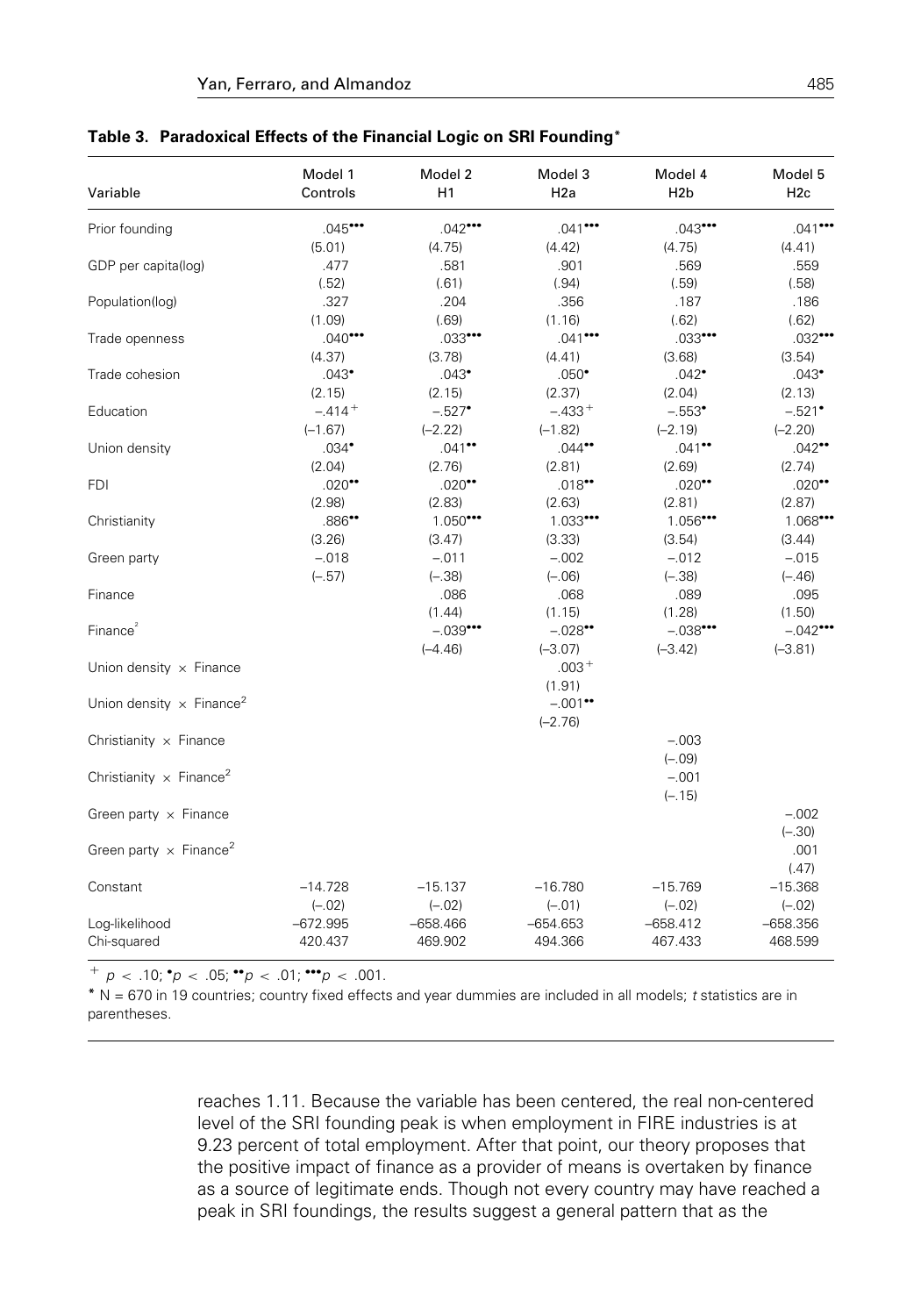**Table 3. Paradoxical Effects of the Financial Logic on SRI Founding***

| Variable | Model 1 Controls | Model 2 H1 | Model 3 H2a | Model 4 H2b | Model 5 H2c |
|---|---|---|---|---|---|
| Prior founding | .045••• | .042••• | .041••• | .043••• | .041••• |
| | (5.01) | (4.75) | (4.42) | (4.75) | (4.41) |
| GDP per capita(log) | .477 | .581 | .901 | .569 | .559 |
| | (.52) | (.61) | (.94) | (.59) | (.58) |
| Population(log) | .327 | .204 | .356 | .187 | .186 |
| | (1.09) | (.69) | (1.16) | (.62) | (.62) |
| Trade openness | .040••• | .033••• | .041••• | .033••• | .032••• |
| | (4.37) | (3.78) | (4.41) | (3.68) | (3.54) |
| Trade cohesion | .043• | .043• | .050• | .042• | .043• |
| | (2.15) | (2.15) | (2.37) | (2.04) | (2.13) |
| Education | −.414$^{+}$ | −.527• | −.433$^{+}$ | −.553• | −.521• |
| | (−1.67) | (−2.22) | (−1.82) | (−2.19) | (−2.20) |
| Union density | .034• | .041•• | .044•• | .041•• | .042•• |
| | (2.04) | (2.76) | (2.81) | (2.69) | (2.74) |
| FDI | .020•• | .020•• | .018•• | .020•• | .020•• |
| | (2.98) | (2.83) | (2.63) | (2.81) | (2.87) |
| Christianity | .886•• | 1.050••• | 1.033••• | 1.056••• | 1.068••• |
| | (3.26) | (3.47) | (3.33) | (3.54) | (3.44) |
| Green party | −.018 | −.011 | −.002 | −.012 | −.015 |
| | (−.57) | (−.38) | (−.06) | (−.38) | (−.46) |
| Finance | | .086 | .068 | .089 | .095 |
| | | (1.44) | (1.15) | (1.28) | (1.50) |
| Finance$^2$ | | −.039••• | −.028•• | −.038••• | −.042••• |
| | | (−4.46) | (−3.07) | (−3.42) | (−3.81) |
| Union density × Finance | | | .003$^{+}$ | | |
| | | | (1.91) | | |
| Union density × Finance$^2$ | | | −.001•• | | |
| | | | (−2.76) | | |
| Christianity × Finance | | | | −.003 | |
| | | | | (−.09) | |
| Christianity × Finance$^2$ | | | | −.001 | |
| | | | | (−.15) | |
| Green party × Finance | | | | | −.002 |
| | | | | | (−.30) |
| Green party × Finance$^2$ | | | | | .001 |
| | | | | | (.47) |
| Constant | −14.728 | −15.137 | −16.780 | −15.769 | −15.368 |
| | (−.02) | (−.02) | (−.01) | (−.02) | (−.02) |
| Log-likelihood | −672.995 | −658.466 | −654.653 | −658.412 | −658.356 |
| Chi-squared | 420.437 | 469.902 | 494.366 | 467.433 | 468.599 |

$^{+}$ $p < .10$; • $p < .05$; •• $p < .01$; ••• $p < .001$.

* N = 670 in 19 countries; country fixed effects and year dummies are included in all models; *t* statistics are in parentheses.

reaches 1.11. Because the variable has been centered, the real non-centered level of the SRI founding peak is when employment in FIRE industries is at 9.23 percent of total employment. After that point, our theory proposes that the positive impact of finance as a provider of means is overtaken by finance as a source of legitimate ends. Though not every country may have reached a peak in SRI foundings, the results suggest a general pattern that as the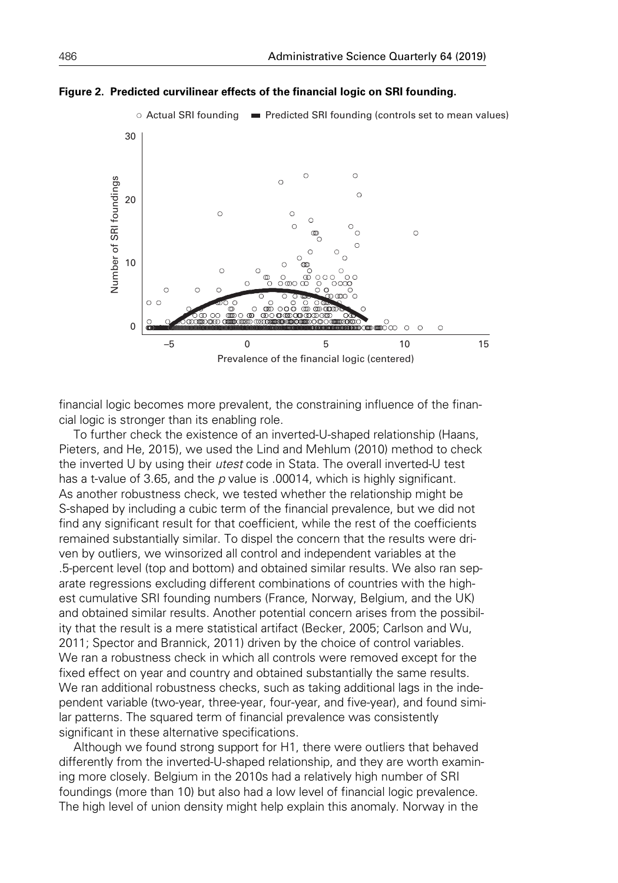**Figure 2. Predicted curvilinear effects of the financial logic on SRI founding.**

financial logic becomes more prevalent, the constraining influence of the financial logic is stronger than its enabling role.

To further check the existence of an inverted-U-shaped relationship (Haans, Pieters, and He, 2015), we used the Lind and Mehlum (2010) method to check the inverted U by using their *utest* code in Stata. The overall inverted-U test has a t-value of 3.65, and the $p$ value is .00014, which is highly significant. As another robustness check, we tested whether the relationship might be S-shaped by including a cubic term of the financial prevalence, but we did not find any significant result for that coefficient, while the rest of the coefficients remained substantially similar. To dispel the concern that the results were driven by outliers, we winsorized all control and independent variables at the .5-percent level (top and bottom) and obtained similar results. We also ran separate regressions excluding different combinations of countries with the highest cumulative SRI founding numbers (France, Norway, Belgium, and the UK) and obtained similar results. Another potential concern arises from the possibility that the result is a mere statistical artifact (Becker, 2005; Carlson and Wu, 2011; Spector and Brannick, 2011) driven by the choice of control variables. We ran a robustness check in which all controls were removed except for the fixed effect on year and country and obtained substantially the same results. We ran additional robustness checks, such as taking additional lags in the independent variable (two-year, three-year, four-year, and five-year), and found similar patterns. The squared term of financial prevalence was consistently significant in these alternative specifications.

Although we found strong support for H1, there were outliers that behaved differently from the inverted-U-shaped relationship, and they are worth examining more closely. Belgium in the 2010s had a relatively high number of SRI foundings (more than 10) but also had a low level of financial logic prevalence. The high level of union density might help explain this anomaly. Norway in the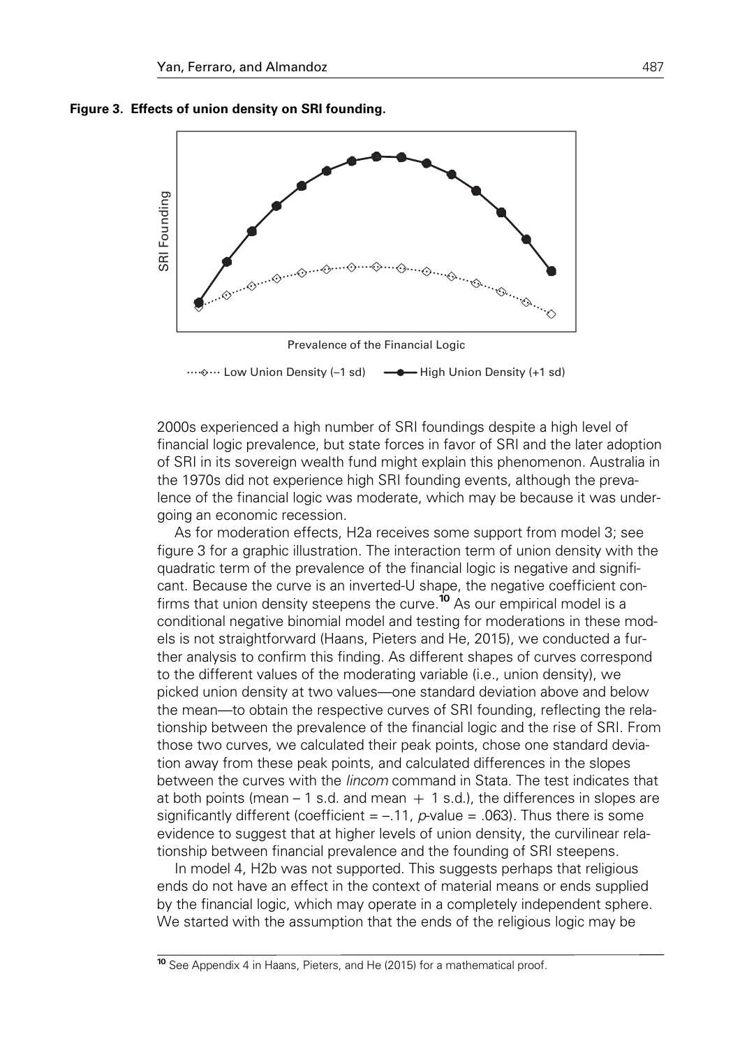**Figure 3. Effects of union density on SRI founding.**

2000s experienced a high number of SRI foundings despite a high level of financial logic prevalence, but state forces in favor of SRI and the later adoption of SRI in its sovereign wealth fund might explain this phenomenon. Australia in the 1970s did not experience high SRI founding events, although the prevalence of the financial logic was moderate, which may be because it was undergoing an economic recession.

As for moderation effects, H2a receives some support from model 3; see figure 3 for a graphic illustration. The interaction term of union density with the quadratic term of the prevalence of the financial logic is negative and significant. Because the curve is an inverted-U shape, the negative coefficient confirms that union density steepens the curve.[10] As our empirical model is a conditional negative binomial model and testing for moderations in these models is not straightforward (Haans, Pieters and He, 2015), we conducted a further analysis to confirm this finding. As different shapes of curves correspond to the different values of the moderating variable (i.e., union density), we picked union density at two values—one standard deviation above and below the mean—to obtain the respective curves of SRI founding, reflecting the relationship between the prevalence of the financial logic and the rise of SRI. From those two curves, we calculated their peak points, chose one standard deviation away from these peak points, and calculated differences in the slopes between the curves with the *lincom* command in Stata. The test indicates that at both points (mean – 1 s.d. and mean + 1 s.d.), the differences in slopes are significantly different (coefficient = –.11, *p*-value = .063). Thus there is some evidence to suggest that at higher levels of union density, the curvilinear relationship between financial prevalence and the founding of SRI steepens.

In model 4, H2b was not supported. This suggests perhaps that religious ends do not have an effect in the context of material means or ends supplied by the financial logic, which may operate in a completely independent sphere. We started with the assumption that the ends of the religious logic may be

[10] See Appendix 4 in Haans, Pieters, and He (2015) for a mathematical proof.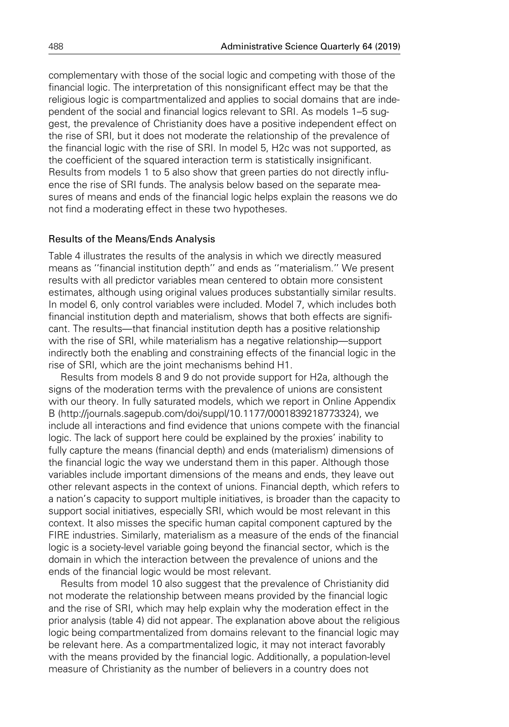complementary with those of the social logic and competing with those of the financial logic. The interpretation of this nonsignificant effect may be that the religious logic is compartmentalized and applies to social domains that are independent of the social and financial logics relevant to SRI. As models 1–5 suggest, the prevalence of Christianity does have a positive independent effect on the rise of SRI, but it does not moderate the relationship of the prevalence of the financial logic with the rise of SRI. In model 5, H2c was not supported, as the coefficient of the squared interaction term is statistically insignificant. Results from models 1 to 5 also show that green parties do not directly influence the rise of SRI funds. The analysis below based on the separate measures of means and ends of the financial logic helps explain the reasons we do not find a moderating effect in these two hypotheses.

### Results of the Means/Ends Analysis

Table 4 illustrates the results of the analysis in which we directly measured means as ''financial institution depth'' and ends as ''materialism.'' We present results with all predictor variables mean centered to obtain more consistent estimates, although using original values produces substantially similar results. In model 6, only control variables were included. Model 7, which includes both financial institution depth and materialism, shows that both effects are significant. The results—that financial institution depth has a positive relationship with the rise of SRI, while materialism has a negative relationship—support indirectly both the enabling and constraining effects of the financial logic in the rise of SRI, which are the joint mechanisms behind H1.

Results from models 8 and 9 do not provide support for H2a, although the signs of the moderation terms with the prevalence of unions are consistent with our theory. In fully saturated models, which we report in Online Appendix B (http://journals.sagepub.com/doi/suppl/10.1177/0001839218773324), we include all interactions and find evidence that unions compete with the financial logic. The lack of support here could be explained by the proxies' inability to fully capture the means (financial depth) and ends (materialism) dimensions of the financial logic the way we understand them in this paper. Although those variables include important dimensions of the means and ends, they leave out other relevant aspects in the context of unions. Financial depth, which refers to a nation's capacity to support multiple initiatives, is broader than the capacity to support social initiatives, especially SRI, which would be most relevant in this context. It also misses the specific human capital component captured by the FIRE industries. Similarly, materialism as a measure of the ends of the financial logic is a society-level variable going beyond the financial sector, which is the domain in which the interaction between the prevalence of unions and the ends of the financial logic would be most relevant.

Results from model 10 also suggest that the prevalence of Christianity did not moderate the relationship between means provided by the financial logic and the rise of SRI, which may help explain why the moderation effect in the prior analysis (table 4) did not appear. The explanation above about the religious logic being compartmentalized from domains relevant to the financial logic may be relevant here. As a compartmentalized logic, it may not interact favorably with the means provided by the financial logic. Additionally, a population-level measure of Christianity as the number of believers in a country does not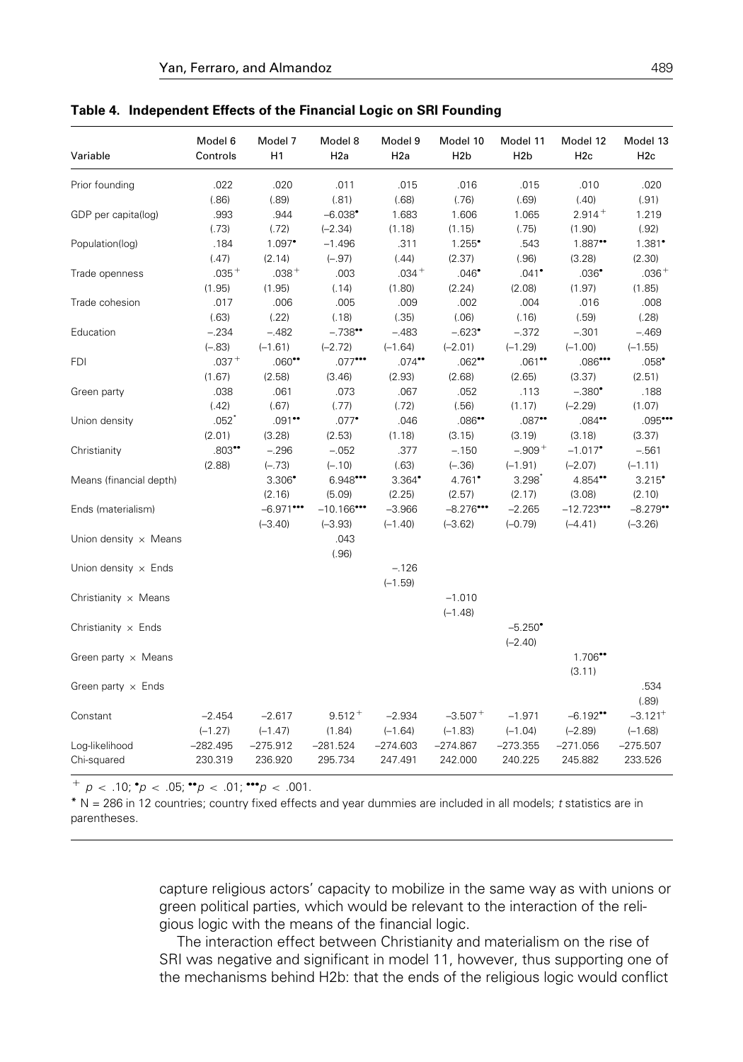**Table 4. Independent Effects of the Financial Logic on SRI Founding**

| Variable | Model 6 Controls | Model 7 H1 | Model 8 H2a | Model 9 H2a | Model 10 H2b | Model 11 H2b | Model 12 H2c | Model 13 H2c |
|---|---|---|---|---|---|---|---|---|
| Prior founding | .022 | .020 | .011 | .015 | .016 | .015 | .010 | .020 |
| | (.86) | (.89) | (.81) | (.68) | (.76) | (.69) | (.40) | (.91) |
| GDP per capita(log) | .993 | .944 | −6.038• | 1.683 | 1.606 | 1.065 | 2.914+ | 1.219 |
| | (.73) | (.72) | (−2.34) | (1.18) | (1.15) | (.75) | (1.90) | (.92) |
| Population(log) | .184 | 1.097• | −1.496 | .311 | 1.255• | .543 | 1.887•• | 1.381• |
| | (.47) | (2.14) | (−.97) | (.44) | (2.37) | (.96) | (3.28) | (2.30) |
| Trade openness | .035+ | .038+ | .003 | .034+ | .046• | .041• | .036• | .036+ |
| | (1.95) | (1.95) | (.14) | (1.80) | (2.24) | (2.08) | (1.97) | (1.85) |
| Trade cohesion | .017 | .006 | .005 | .009 | .002 | .004 | .016 | .008 |
| | (.63) | (.22) | (.18) | (.35) | (.06) | (.16) | (.59) | (.28) |
| Education | −.234 | −.482 | −.738•• | −.483 | −.623• | −.372 | −.301 | −.469 |
| | (−.83) | (−1.61) | (−2.72) | (−1.64) | (−2.01) | (−1.29) | (−1.00) | (−1.55) |
| FDI | .037+ | .060•• | .077••• | .074•• | .062•• | .061•• | .086••• | .058• |
| | (1.67) | (2.58) | (3.46) | (2.93) | (2.68) | (2.65) | (3.37) | (2.51) |
| Green party | .038 | .061 | .073 | .067 | .052 | .113 | −.380• | .188 |
| | (.42) | (.67) | (.77) | (.72) | (.56) | (1.17) | (−2.29) | (1.07) |
| Union density | .052* | .091•• | .077• | .046 | .086•• | .087•• | .084•• | .095••• |
| | (2.01) | (3.28) | (2.53) | (1.18) | (3.15) | (3.19) | (3.18) | (3.37) |
| Christianity | .803•• | −.296 | −.052 | .377 | −.150 | −.909+ | −1.017• | −.561 |
| | (2.88) | (−.73) | (−.10) | (.63) | (−.36) | (−1.91) | (−2.07) | (−1.11) |
| Means (financial depth) | | 3.306• | 6.948••• | 3.364• | 4.761• | 3.298* | 4.854•• | 3.215• |
| | | (2.16) | (5.09) | (2.25) | (2.57) | (2.17) | (3.08) | (2.10) |
| Ends (materialism) | | −6.971••• | −10.166••• | −3.966 | −8.276••• | −2.265 | −12.723••• | −8.279•• |
| | | (−3.40) | (−3.93) | (−1.40) | (−3.62) | (−0.79) | (−4.41) | (−3.26) |
| Union density × Means | | | .043 | | | | | |
| | | | (.96) | | | | | |
| Union density × Ends | | | | −.126 | | | | |
| | | | | (−1.59) | | | | |
| Christianity × Means | | | | | −1.010 | | | |
| | | | | | (−1.48) | | | |
| Christianity × Ends | | | | | | −5.250• | | |
| | | | | | | (−2.40) | | |
| Green party × Means | | | | | | | 1.706•• | |
| | | | | | | | (3.11) | |
| Green party × Ends | | | | | | | | .534 |
| | | | | | | | | (.89) |
| Constant | −2.454 | −2.617 | 9.512+ | −2.934 | −3.507+ | −1.971 | −6.192•• | −3.121+ |
| | (−1.27) | (−1.47) | (1.84) | (−1.64) | (−1.83) | (−1.04) | (−2.89) | (−1.68) |
| Log-likelihood | −282.495 | −275.912 | −281.524 | −274.603 | −274.867 | −273.355 | −271.056 | −275.507 |
| Chi-squared | 230.319 | 236.920 | 295.734 | 247.491 | 242.000 | 240.225 | 245.882 | 233.526 |

+ $p < .10$; • $p < .05$; •• $p < .01$; ••• $p < .001$.

* N = 286 in 12 countries; country fixed effects and year dummies are included in all models; *t* statistics are in parentheses.

capture religious actors' capacity to mobilize in the same way as with unions or green political parties, which would be relevant to the interaction of the religious logic with the means of the financial logic.

The interaction effect between Christianity and materialism on the rise of SRI was negative and significant in model 11, however, thus supporting one of the mechanisms behind H2b: that the ends of the religious logic would conflict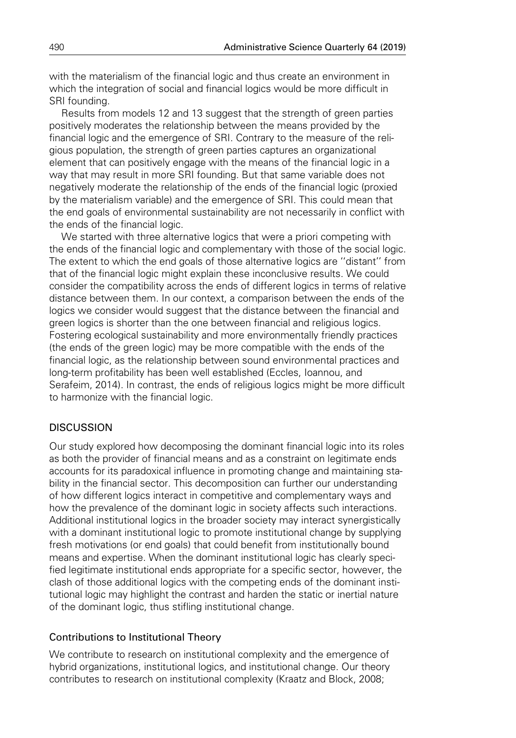with the materialism of the financial logic and thus create an environment in which the integration of social and financial logics would be more difficult in SRI founding.

Results from models 12 and 13 suggest that the strength of green parties positively moderates the relationship between the means provided by the financial logic and the emergence of SRI. Contrary to the measure of the religious population, the strength of green parties captures an organizational element that can positively engage with the means of the financial logic in a way that may result in more SRI founding. But that same variable does not negatively moderate the relationship of the ends of the financial logic (proxied by the materialism variable) and the emergence of SRI. This could mean that the end goals of environmental sustainability are not necessarily in conflict with the ends of the financial logic.

We started with three alternative logics that were a priori competing with the ends of the financial logic and complementary with those of the social logic. The extent to which the end goals of those alternative logics are ''distant'' from that of the financial logic might explain these inconclusive results. We could consider the compatibility across the ends of different logics in terms of relative distance between them. In our context, a comparison between the ends of the logics we consider would suggest that the distance between the financial and green logics is shorter than the one between financial and religious logics. Fostering ecological sustainability and more environmentally friendly practices (the ends of the green logic) may be more compatible with the ends of the financial logic, as the relationship between sound environmental practices and long-term profitability has been well established (Eccles, Ioannou, and Serafeim, 2014). In contrast, the ends of religious logics might be more difficult to harmonize with the financial logic.

## DISCUSSION

Our study explored how decomposing the dominant financial logic into its roles as both the provider of financial means and as a constraint on legitimate ends accounts for its paradoxical influence in promoting change and maintaining stability in the financial sector. This decomposition can further our understanding of how different logics interact in competitive and complementary ways and how the prevalence of the dominant logic in society affects such interactions. Additional institutional logics in the broader society may interact synergistically with a dominant institutional logic to promote institutional change by supplying fresh motivations (or end goals) that could benefit from institutionally bound means and expertise. When the dominant institutional logic has clearly specified legitimate institutional ends appropriate for a specific sector, however, the clash of those additional logics with the competing ends of the dominant institutional logic may highlight the contrast and harden the static or inertial nature of the dominant logic, thus stifling institutional change.

### Contributions to Institutional Theory

We contribute to research on institutional complexity and the emergence of hybrid organizations, institutional logics, and institutional change. Our theory contributes to research on institutional complexity (Kraatz and Block, 2008;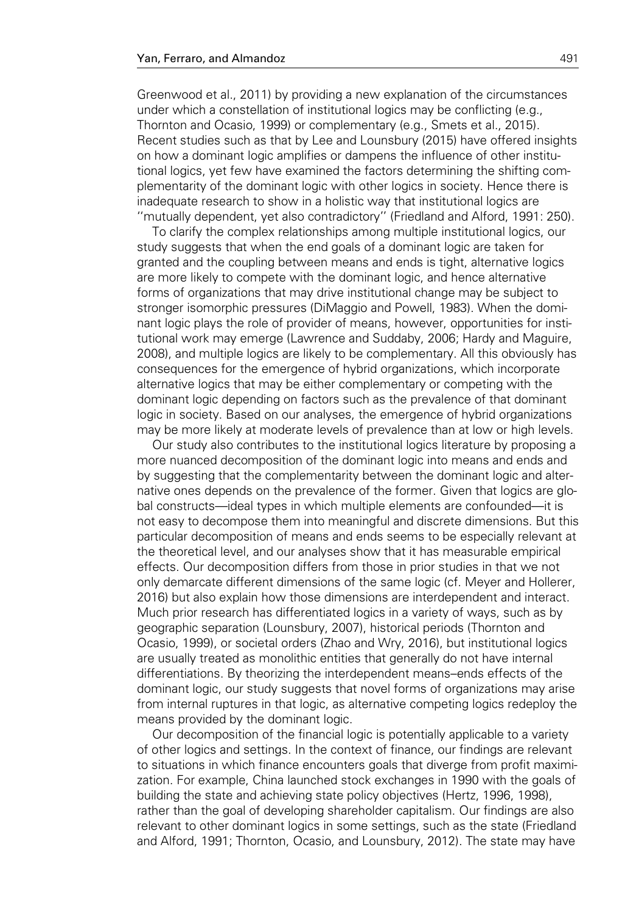Greenwood et al., 2011) by providing a new explanation of the circumstances under which a constellation of institutional logics may be conflicting (e.g., Thornton and Ocasio, 1999) or complementary (e.g., Smets et al., 2015). Recent studies such as that by Lee and Lounsbury (2015) have offered insights on how a dominant logic amplifies or dampens the influence of other institutional logics, yet few have examined the factors determining the shifting complementarity of the dominant logic with other logics in society. Hence there is inadequate research to show in a holistic way that institutional logics are ''mutually dependent, yet also contradictory'' (Friedland and Alford, 1991: 250).

To clarify the complex relationships among multiple institutional logics, our study suggests that when the end goals of a dominant logic are taken for granted and the coupling between means and ends is tight, alternative logics are more likely to compete with the dominant logic, and hence alternative forms of organizations that may drive institutional change may be subject to stronger isomorphic pressures (DiMaggio and Powell, 1983). When the dominant logic plays the role of provider of means, however, opportunities for institutional work may emerge (Lawrence and Suddaby, 2006; Hardy and Maguire, 2008), and multiple logics are likely to be complementary. All this obviously has consequences for the emergence of hybrid organizations, which incorporate alternative logics that may be either complementary or competing with the dominant logic depending on factors such as the prevalence of that dominant logic in society. Based on our analyses, the emergence of hybrid organizations may be more likely at moderate levels of prevalence than at low or high levels.

Our study also contributes to the institutional logics literature by proposing a more nuanced decomposition of the dominant logic into means and ends and by suggesting that the complementarity between the dominant logic and alternative ones depends on the prevalence of the former. Given that logics are global constructs—ideal types in which multiple elements are confounded—it is not easy to decompose them into meaningful and discrete dimensions. But this particular decomposition of means and ends seems to be especially relevant at the theoretical level, and our analyses show that it has measurable empirical effects. Our decomposition differs from those in prior studies in that we not only demarcate different dimensions of the same logic (cf. Meyer and Hollerer, 2016) but also explain how those dimensions are interdependent and interact. Much prior research has differentiated logics in a variety of ways, such as by geographic separation (Lounsbury, 2007), historical periods (Thornton and Ocasio, 1999), or societal orders (Zhao and Wry, 2016), but institutional logics are usually treated as monolithic entities that generally do not have internal differentiations. By theorizing the interdependent means–ends effects of the dominant logic, our study suggests that novel forms of organizations may arise from internal ruptures in that logic, as alternative competing logics redeploy the means provided by the dominant logic.

Our decomposition of the financial logic is potentially applicable to a variety of other logics and settings. In the context of finance, our findings are relevant to situations in which finance encounters goals that diverge from profit maximization. For example, China launched stock exchanges in 1990 with the goals of building the state and achieving state policy objectives (Hertz, 1996, 1998), rather than the goal of developing shareholder capitalism. Our findings are also relevant to other dominant logics in some settings, such as the state (Friedland and Alford, 1991; Thornton, Ocasio, and Lounsbury, 2012). The state may have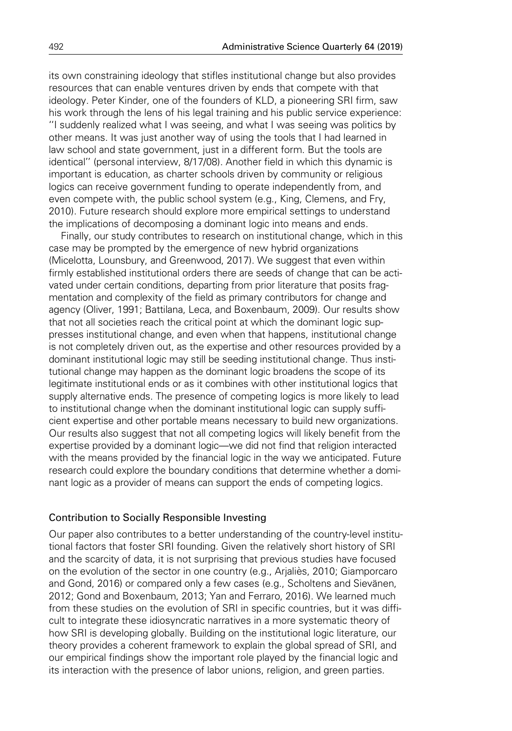its own constraining ideology that stifles institutional change but also provides resources that can enable ventures driven by ends that compete with that ideology. Peter Kinder, one of the founders of KLD, a pioneering SRI firm, saw his work through the lens of his legal training and his public service experience: ''I suddenly realized what I was seeing, and what I was seeing was politics by other means. It was just another way of using the tools that I had learned in law school and state government, just in a different form. But the tools are identical'' (personal interview, 8/17/08). Another field in which this dynamic is important is education, as charter schools driven by community or religious logics can receive government funding to operate independently from, and even compete with, the public school system (e.g., King, Clemens, and Fry, 2010). Future research should explore more empirical settings to understand the implications of decomposing a dominant logic into means and ends.

Finally, our study contributes to research on institutional change, which in this case may be prompted by the emergence of new hybrid organizations (Micelotta, Lounsbury, and Greenwood, 2017). We suggest that even within firmly established institutional orders there are seeds of change that can be activated under certain conditions, departing from prior literature that posits fragmentation and complexity of the field as primary contributors for change and agency (Oliver, 1991; Battilana, Leca, and Boxenbaum, 2009). Our results show that not all societies reach the critical point at which the dominant logic suppresses institutional change, and even when that happens, institutional change is not completely driven out, as the expertise and other resources provided by a dominant institutional logic may still be seeding institutional change. Thus institutional change may happen as the dominant logic broadens the scope of its legitimate institutional ends or as it combines with other institutional logics that supply alternative ends. The presence of competing logics is more likely to lead to institutional change when the dominant institutional logic can supply sufficient expertise and other portable means necessary to build new organizations. Our results also suggest that not all competing logics will likely benefit from the expertise provided by a dominant logic—we did not find that religion interacted with the means provided by the financial logic in the way we anticipated. Future research could explore the boundary conditions that determine whether a dominant logic as a provider of means can support the ends of competing logics.

## Contribution to Socially Responsible Investing

Our paper also contributes to a better understanding of the country-level institutional factors that foster SRI founding. Given the relatively short history of SRI and the scarcity of data, it is not surprising that previous studies have focused on the evolution of the sector in one country (e.g., Arjaliès, 2010; Giamporcaro and Gond, 2016) or compared only a few cases (e.g., Scholtens and Sievänen, 2012; Gond and Boxenbaum, 2013; Yan and Ferraro, 2016). We learned much from these studies on the evolution of SRI in specific countries, but it was difficult to integrate these idiosyncratic narratives in a more systematic theory of how SRI is developing globally. Building on the institutional logic literature, our theory provides a coherent framework to explain the global spread of SRI, and our empirical findings show the important role played by the financial logic and its interaction with the presence of labor unions, religion, and green parties.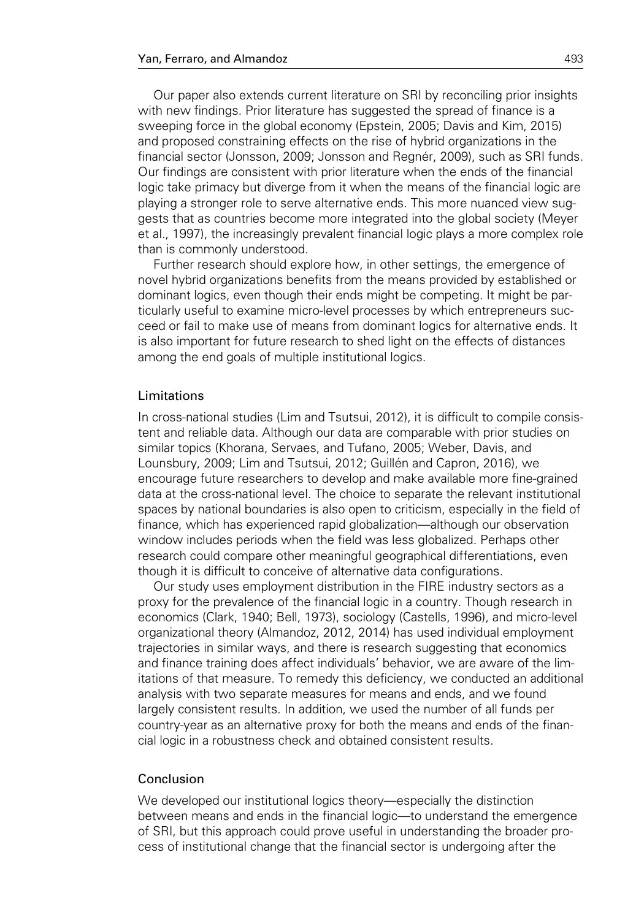Our paper also extends current literature on SRI by reconciling prior insights with new findings. Prior literature has suggested the spread of finance is a sweeping force in the global economy (Epstein, 2005; Davis and Kim, 2015) and proposed constraining effects on the rise of hybrid organizations in the financial sector (Jonsson, 2009; Jonsson and Regnér, 2009), such as SRI funds. Our findings are consistent with prior literature when the ends of the financial logic take primacy but diverge from it when the means of the financial logic are playing a stronger role to serve alternative ends. This more nuanced view suggests that as countries become more integrated into the global society (Meyer et al., 1997), the increasingly prevalent financial logic plays a more complex role than is commonly understood.

Further research should explore how, in other settings, the emergence of novel hybrid organizations benefits from the means provided by established or dominant logics, even though their ends might be competing. It might be particularly useful to examine micro-level processes by which entrepreneurs succeed or fail to make use of means from dominant logics for alternative ends. It is also important for future research to shed light on the effects of distances among the end goals of multiple institutional logics.

## Limitations

In cross-national studies (Lim and Tsutsui, 2012), it is difficult to compile consistent and reliable data. Although our data are comparable with prior studies on similar topics (Khorana, Servaes, and Tufano, 2005; Weber, Davis, and Lounsbury, 2009; Lim and Tsutsui, 2012; Guillén and Capron, 2016), we encourage future researchers to develop and make available more fine-grained data at the cross-national level. The choice to separate the relevant institutional spaces by national boundaries is also open to criticism, especially in the field of finance, which has experienced rapid globalization—although our observation window includes periods when the field was less globalized. Perhaps other research could compare other meaningful geographical differentiations, even though it is difficult to conceive of alternative data configurations.

Our study uses employment distribution in the FIRE industry sectors as a proxy for the prevalence of the financial logic in a country. Though research in economics (Clark, 1940; Bell, 1973), sociology (Castells, 1996), and micro-level organizational theory (Almandoz, 2012, 2014) has used individual employment trajectories in similar ways, and there is research suggesting that economics and finance training does affect individuals' behavior, we are aware of the limitations of that measure. To remedy this deficiency, we conducted an additional analysis with two separate measures for means and ends, and we found largely consistent results. In addition, we used the number of all funds per country-year as an alternative proxy for both the means and ends of the financial logic in a robustness check and obtained consistent results.

## Conclusion

We developed our institutional logics theory—especially the distinction between means and ends in the financial logic—to understand the emergence of SRI, but this approach could prove useful in understanding the broader process of institutional change that the financial sector is undergoing after the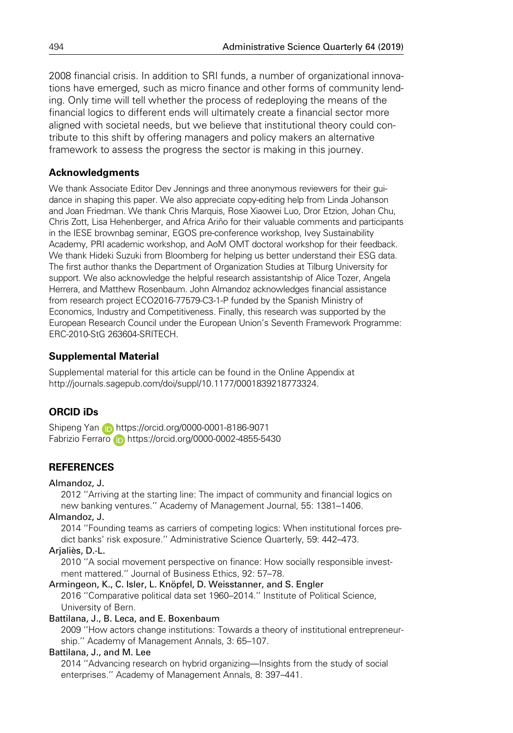2008 financial crisis. In addition to SRI funds, a number of organizational innovations have emerged, such as micro finance and other forms of community lending. Only time will tell whether the process of redeploying the means of the financial logics to different ends will ultimately create a financial sector more aligned with societal needs, but we believe that institutional theory could contribute to this shift by offering managers and policy makers an alternative framework to assess the progress the sector is making in this journey.

## Acknowledgments

We thank Associate Editor Dev Jennings and three anonymous reviewers for their guidance in shaping this paper. We also appreciate copy-editing help from Linda Johanson and Joan Friedman. We thank Chris Marquis, Rose Xiaowei Luo, Dror Etzion, Johan Chu, Chris Zott, Lisa Hehenberger, and Africa Ariño for their valuable comments and participants in the IESE brownbag seminar, EGOS pre-conference workshop, Ivey Sustainability Academy, PRI academic workshop, and AoM OMT doctoral workshop for their feedback. We thank Hideki Suzuki from Bloomberg for helping us better understand their ESG data. The first author thanks the Department of Organization Studies at Tilburg University for support. We also acknowledge the helpful research assistantship of Alice Tozer, Angela Herrera, and Matthew Rosenbaum. John Almandoz acknowledges financial assistance from research project ECO2016-77579-C3-1-P funded by the Spanish Ministry of Economics, Industry and Competitiveness. Finally, this research was supported by the European Research Council under the European Union's Seventh Framework Programme: ERC-2010-StG 263604-SRITECH.

## Supplemental Material

Supplemental material for this article can be found in the Online Appendix at http://journals.sagepub.com/doi/suppl/10.1177/0001839218773324.

## ORCID iDs

Shipeng Yan https://orcid.org/0000-0001-8186-9071
Fabrizio Ferraro https://orcid.org/0000-0002-4855-5430

## REFERENCES

Almandoz, J.
2012 "Arriving at the starting line: The impact of community and financial logics on new banking ventures." Academy of Management Journal, 55: 1381–1406.

Almandoz, J.
2014 "Founding teams as carriers of competing logics: When institutional forces predict banks' risk exposure." Administrative Science Quarterly, 59: 442–473.

Arjaliès, D.-L.
2010 "A social movement perspective on finance: How socially responsible investment mattered." Journal of Business Ethics, 92: 57–78.

Armingeon, K., C. Isler, L. Knöpfel, D. Weisstanner, and S. Engler
2016 "Comparative political data set 1960–2014." Institute of Political Science, University of Bern.

Battilana, J., B. Leca, and E. Boxenbaum
2009 "How actors change institutions: Towards a theory of institutional entrepreneurship." Academy of Management Annals, 3: 65–107.

Battilana, J., and M. Lee
2014 "Advancing research on hybrid organizing—Insights from the study of social enterprises." Academy of Management Annals, 8: 397–441.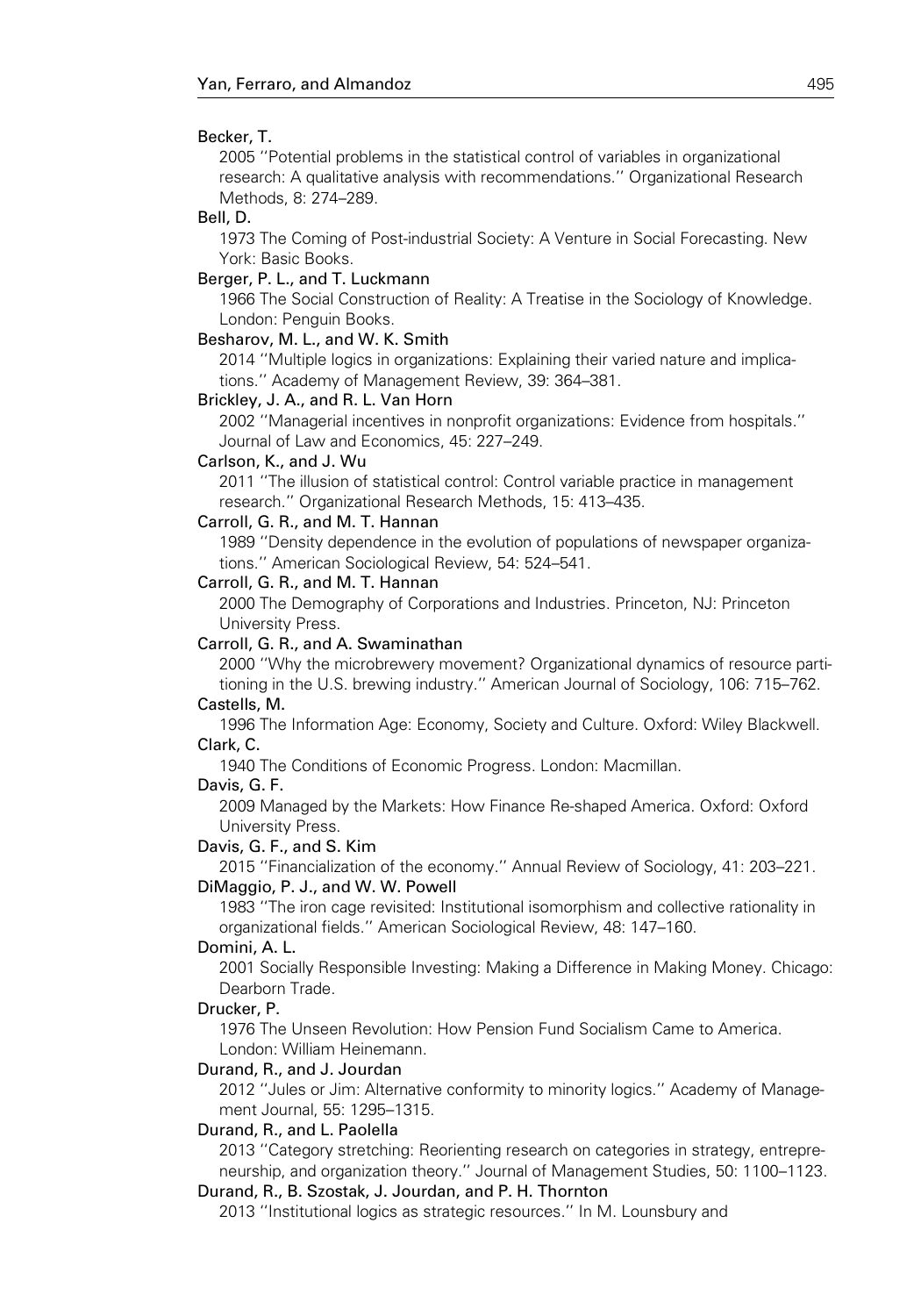Becker, T.

2005 ''Potential problems in the statistical control of variables in organizational research: A qualitative analysis with recommendations.'' Organizational Research Methods, 8: 274–289.

Bell, D.

1973 The Coming of Post-industrial Society: A Venture in Social Forecasting. New York: Basic Books.

Berger, P. L., and T. Luckmann

1966 The Social Construction of Reality: A Treatise in the Sociology of Knowledge. London: Penguin Books.

Besharov, M. L., and W. K. Smith

2014 ''Multiple logics in organizations: Explaining their varied nature and implications.'' Academy of Management Review, 39: 364–381.

Brickley, J. A., and R. L. Van Horn

2002 ''Managerial incentives in nonprofit organizations: Evidence from hospitals.'' Journal of Law and Economics, 45: 227–249.

Carlson, K., and J. Wu

2011 ''The illusion of statistical control: Control variable practice in management research.'' Organizational Research Methods, 15: 413–435.

Carroll, G. R., and M. T. Hannan

1989 ''Density dependence in the evolution of populations of newspaper organizations.'' American Sociological Review, 54: 524–541.

Carroll, G. R., and M. T. Hannan

2000 The Demography of Corporations and Industries. Princeton, NJ: Princeton University Press.

Carroll, G. R., and A. Swaminathan

2000 ''Why the microbrewery movement? Organizational dynamics of resource partitioning in the U.S. brewing industry.'' American Journal of Sociology, 106: 715–762.

Castells, M.

1996 The Information Age: Economy, Society and Culture. Oxford: Wiley Blackwell.

Clark, C.

1940 The Conditions of Economic Progress. London: Macmillan.

Davis, G. F.

2009 Managed by the Markets: How Finance Re-shaped America. Oxford: Oxford University Press.

Davis, G. F., and S. Kim

2015 ''Financialization of the economy.'' Annual Review of Sociology, 41: 203–221.

DiMaggio, P. J., and W. W. Powell

1983 ''The iron cage revisited: Institutional isomorphism and collective rationality in organizational fields.'' American Sociological Review, 48: 147–160.

Domini, A. L.

2001 Socially Responsible Investing: Making a Difference in Making Money. Chicago: Dearborn Trade.

Drucker, P.

1976 The Unseen Revolution: How Pension Fund Socialism Came to America. London: William Heinemann.

Durand, R., and J. Jourdan

2012 ''Jules or Jim: Alternative conformity to minority logics.'' Academy of Management Journal, 55: 1295–1315.

Durand, R., and L. Paolella

2013 ''Category stretching: Reorienting research on categories in strategy, entrepreneurship, and organization theory.'' Journal of Management Studies, 50: 1100–1123.

Durand, R., B. Szostak, J. Jourdan, and P. H. Thornton

2013 ''Institutional logics as strategic resources.'' In M. Lounsbury and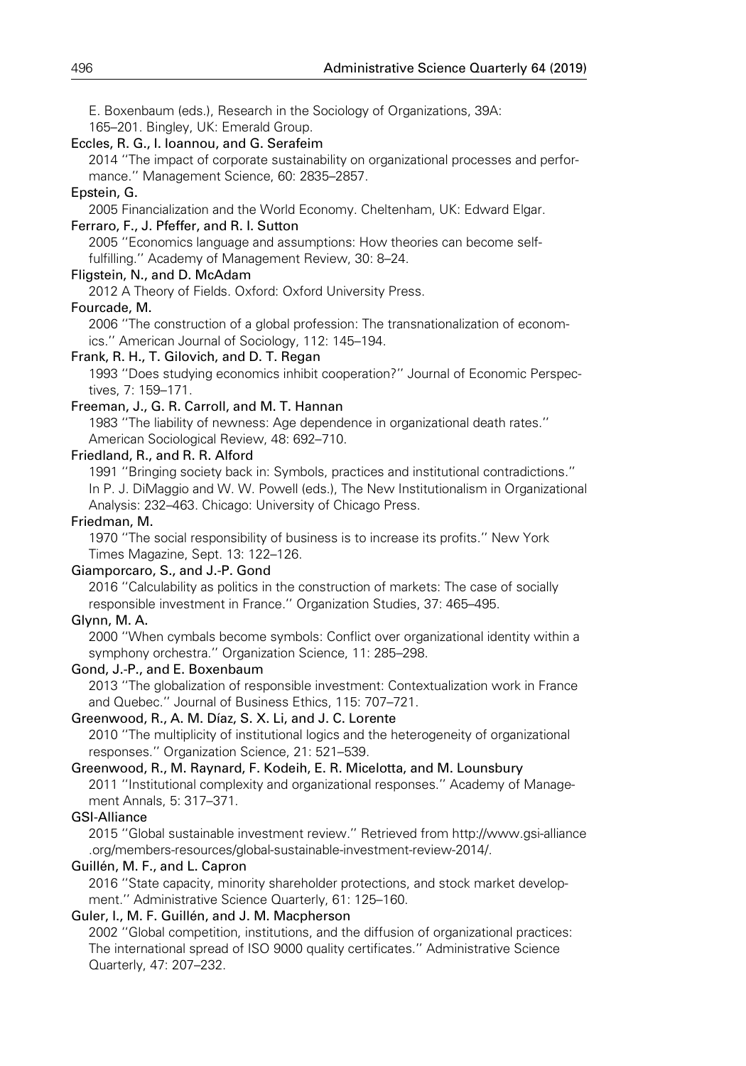E. Boxenbaum (eds.), Research in the Sociology of Organizations, 39A: 165–201. Bingley, UK: Emerald Group.

Eccles, R. G., I. Ioannou, and G. Serafeim
2014 ''The impact of corporate sustainability on organizational processes and performance.'' Management Science, 60: 2835–2857.

Epstein, G.
2005 Financialization and the World Economy. Cheltenham, UK: Edward Elgar.

Ferraro, F., J. Pfeffer, and R. I. Sutton
2005 ''Economics language and assumptions: How theories can become self-fulfilling.'' Academy of Management Review, 30: 8–24.

Fligstein, N., and D. McAdam
2012 A Theory of Fields. Oxford: Oxford University Press.

Fourcade, M.
2006 ''The construction of a global profession: The transnationalization of economics.'' American Journal of Sociology, 112: 145–194.

Frank, R. H., T. Gilovich, and D. T. Regan
1993 ''Does studying economics inhibit cooperation?'' Journal of Economic Perspectives, 7: 159–171.

Freeman, J., G. R. Carroll, and M. T. Hannan
1983 ''The liability of newness: Age dependence in organizational death rates.'' American Sociological Review, 48: 692–710.

Friedland, R., and R. R. Alford
1991 ''Bringing society back in: Symbols, practices and institutional contradictions.'' In P. J. DiMaggio and W. W. Powell (eds.), The New Institutionalism in Organizational Analysis: 232–463. Chicago: University of Chicago Press.

Friedman, M.
1970 ''The social responsibility of business is to increase its profits.'' New York Times Magazine, Sept. 13: 122–126.

Giamporcaro, S., and J.-P. Gond
2016 ''Calculability as politics in the construction of markets: The case of socially responsible investment in France.'' Organization Studies, 37: 465–495.

Glynn, M. A.
2000 ''When cymbals become symbols: Conflict over organizational identity within a symphony orchestra.'' Organization Science, 11: 285–298.

Gond, J.-P., and E. Boxenbaum
2013 ''The globalization of responsible investment: Contextualization work in France and Quebec.'' Journal of Business Ethics, 115: 707–721.

Greenwood, R., A. M. Díaz, S. X. Li, and J. C. Lorente
2010 ''The multiplicity of institutional logics and the heterogeneity of organizational responses.'' Organization Science, 21: 521–539.

Greenwood, R., M. Raynard, F. Kodeih, E. R. Micelotta, and M. Lounsbury
2011 ''Institutional complexity and organizational responses.'' Academy of Management Annals, 5: 317–371.

GSI-Alliance
2015 ''Global sustainable investment review.'' Retrieved from http://www.gsi-alliance.org/members-resources/global-sustainable-investment-review-2014/.

Guillén, M. F., and L. Capron
2016 ''State capacity, minority shareholder protections, and stock market development.'' Administrative Science Quarterly, 61: 125–160.

Guler, I., M. F. Guillén, and J. M. Macpherson
2002 ''Global competition, institutions, and the diffusion of organizational practices: The international spread of ISO 9000 quality certificates.'' Administrative Science Quarterly, 47: 207–232.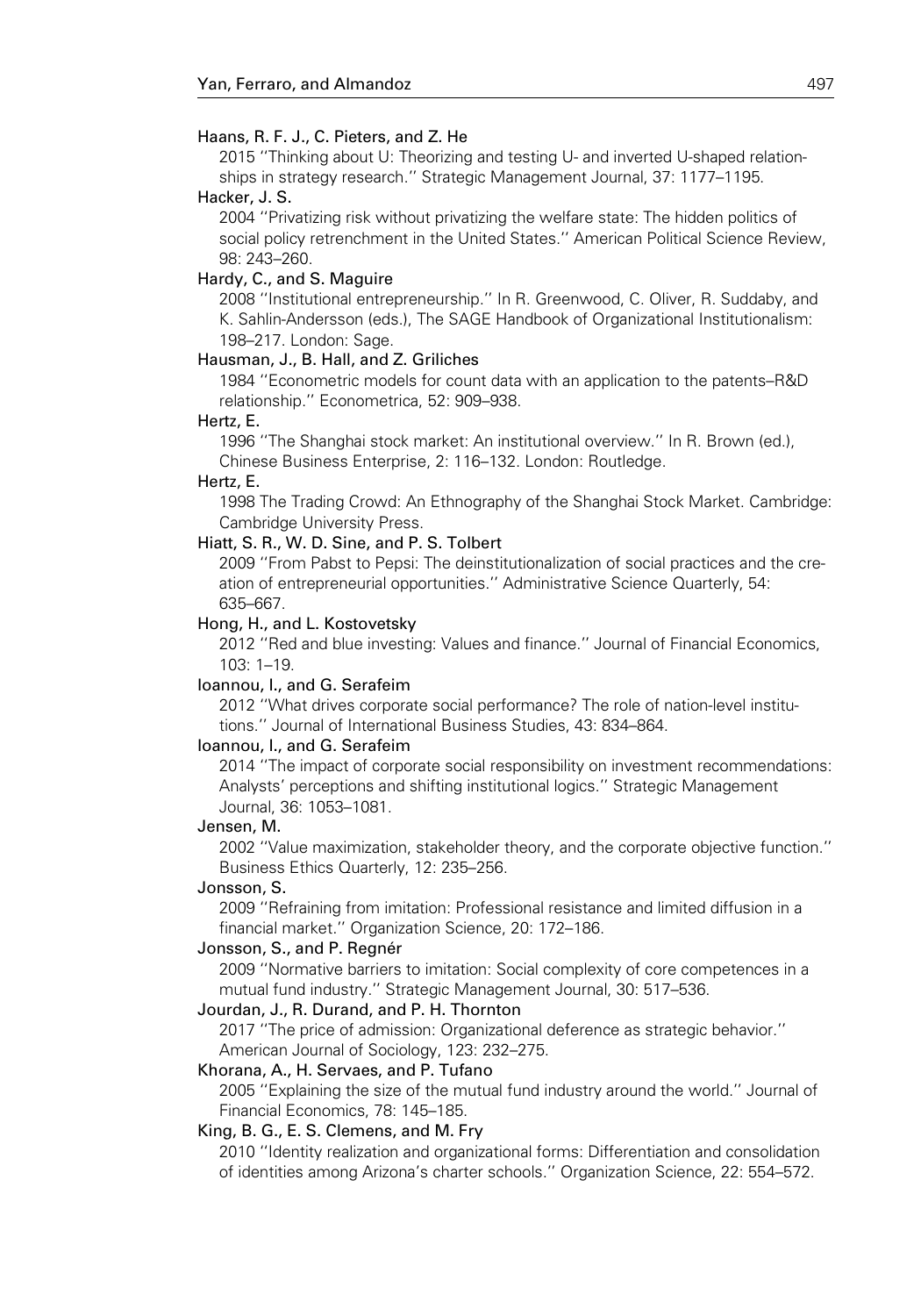Haans, R. F. J., C. Pieters, and Z. He
2015 ''Thinking about U: Theorizing and testing U- and inverted U-shaped relationships in strategy research.'' Strategic Management Journal, 37: 1177–1195.

Hacker, J. S.
2004 ''Privatizing risk without privatizing the welfare state: The hidden politics of social policy retrenchment in the United States.'' American Political Science Review, 98: 243–260.

Hardy, C., and S. Maguire
2008 ''Institutional entrepreneurship.'' In R. Greenwood, C. Oliver, R. Suddaby, and K. Sahlin-Andersson (eds.), The SAGE Handbook of Organizational Institutionalism: 198–217. London: Sage.

Hausman, J., B. Hall, and Z. Griliches
1984 ''Econometric models for count data with an application to the patents–R&D relationship.'' Econometrica, 52: 909–938.

Hertz, E.
1996 ''The Shanghai stock market: An institutional overview.'' In R. Brown (ed.), Chinese Business Enterprise, 2: 116–132. London: Routledge.

Hertz, E.
1998 The Trading Crowd: An Ethnography of the Shanghai Stock Market. Cambridge: Cambridge University Press.

Hiatt, S. R., W. D. Sine, and P. S. Tolbert
2009 ''From Pabst to Pepsi: The deinstitutionalization of social practices and the creation of entrepreneurial opportunities.'' Administrative Science Quarterly, 54: 635–667.

Hong, H., and L. Kostovetsky
2012 ''Red and blue investing: Values and finance.'' Journal of Financial Economics, 103: 1–19.

Ioannou, I., and G. Serafeim
2012 ''What drives corporate social performance? The role of nation-level institutions.'' Journal of International Business Studies, 43: 834–864.

Ioannou, I., and G. Serafeim
2014 ''The impact of corporate social responsibility on investment recommendations: Analysts' perceptions and shifting institutional logics.'' Strategic Management Journal, 36: 1053–1081.

Jensen, M.
2002 ''Value maximization, stakeholder theory, and the corporate objective function.'' Business Ethics Quarterly, 12: 235–256.

Jonsson, S.
2009 ''Refraining from imitation: Professional resistance and limited diffusion in a financial market.'' Organization Science, 20: 172–186.

Jonsson, S., and P. Regnér
2009 ''Normative barriers to imitation: Social complexity of core competences in a mutual fund industry.'' Strategic Management Journal, 30: 517–536.

Jourdan, J., R. Durand, and P. H. Thornton
2017 ''The price of admission: Organizational deference as strategic behavior.'' American Journal of Sociology, 123: 232–275.

Khorana, A., H. Servaes, and P. Tufano
2005 ''Explaining the size of the mutual fund industry around the world.'' Journal of Financial Economics, 78: 145–185.

King, B. G., E. S. Clemens, and M. Fry
2010 ''Identity realization and organizational forms: Differentiation and consolidation of identities among Arizona's charter schools.'' Organization Science, 22: 554–572.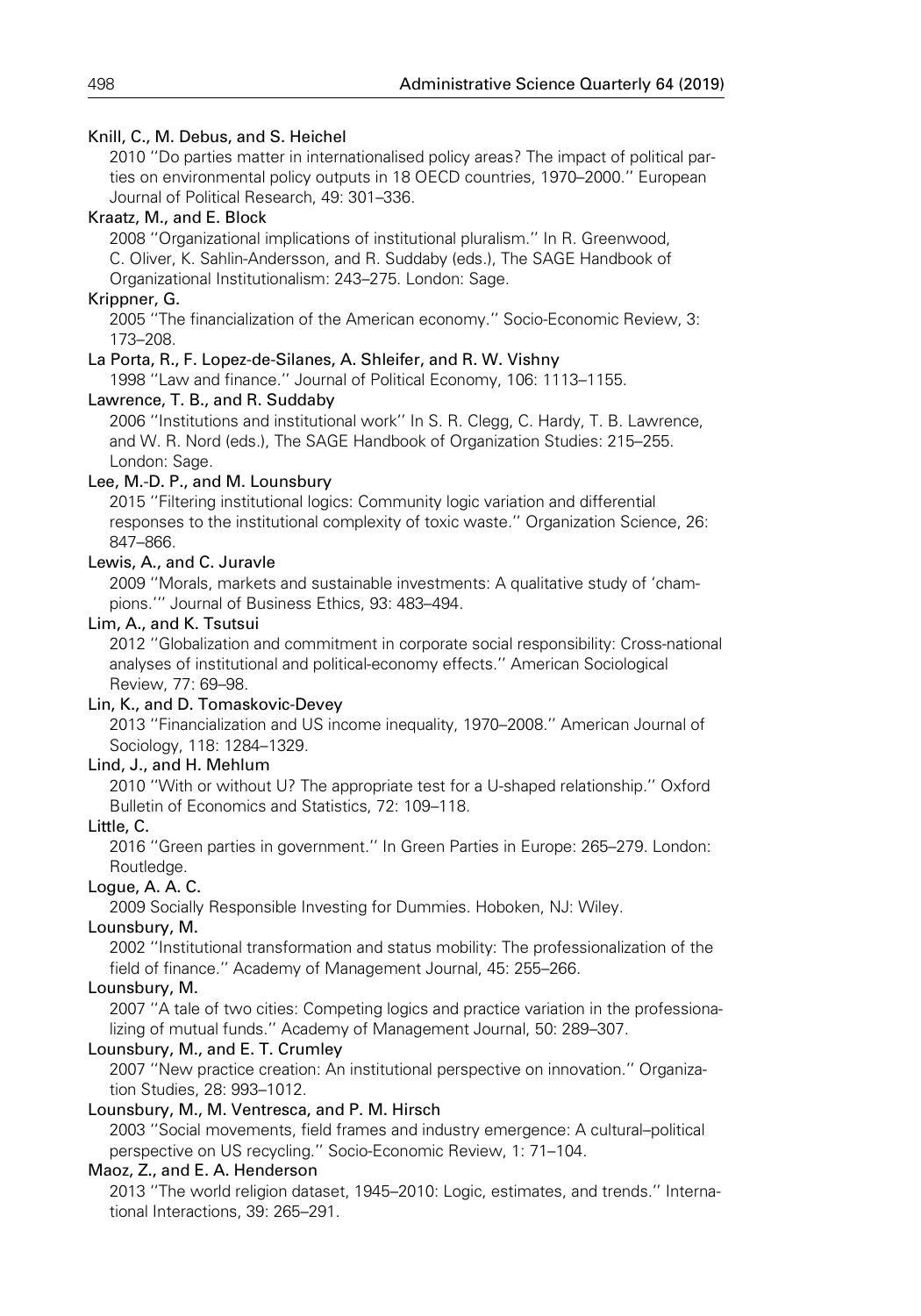Knill, C., M. Debus, and S. Heichel

2010 ''Do parties matter in internationalised policy areas? The impact of political parties on environmental policy outputs in 18 OECD countries, 1970–2000.'' European Journal of Political Research, 49: 301–336.

Kraatz, M., and E. Block

2008 ''Organizational implications of institutional pluralism.'' In R. Greenwood, C. Oliver, K. Sahlin-Andersson, and R. Suddaby (eds.), The SAGE Handbook of Organizational Institutionalism: 243–275. London: Sage.

Krippner, G.

2005 ''The financialization of the American economy.'' Socio-Economic Review, 3: 173–208.

La Porta, R., F. Lopez-de-Silanes, A. Shleifer, and R. W. Vishny

1998 ''Law and finance.'' Journal of Political Economy, 106: 1113–1155.

Lawrence, T. B., and R. Suddaby

2006 ''Institutions and institutional work'' In S. R. Clegg, C. Hardy, T. B. Lawrence, and W. R. Nord (eds.), The SAGE Handbook of Organization Studies: 215–255. London: Sage.

Lee, M.-D. P., and M. Lounsbury

2015 ''Filtering institutional logics: Community logic variation and differential responses to the institutional complexity of toxic waste.'' Organization Science, 26: 847–866.

Lewis, A., and C. Juravle

2009 ''Morals, markets and sustainable investments: A qualitative study of 'champions.''' Journal of Business Ethics, 93: 483–494.

Lim, A., and K. Tsutsui

2012 ''Globalization and commitment in corporate social responsibility: Cross-national analyses of institutional and political-economy effects.'' American Sociological Review, 77: 69–98.

Lin, K., and D. Tomaskovic-Devey

2013 ''Financialization and US income inequality, 1970–2008.'' American Journal of Sociology, 118: 1284–1329.

Lind, J., and H. Mehlum

2010 ''With or without U? The appropriate test for a U-shaped relationship.'' Oxford Bulletin of Economics and Statistics, 72: 109–118.

Little, C.

2016 ''Green parties in government.'' In Green Parties in Europe: 265–279. London: Routledge.

Logue, A. A. C.

2009 Socially Responsible Investing for Dummies. Hoboken, NJ: Wiley.

Lounsbury, M.

2002 ''Institutional transformation and status mobility: The professionalization of the field of finance.'' Academy of Management Journal, 45: 255–266.

Lounsbury, M.

2007 ''A tale of two cities: Competing logics and practice variation in the professionalizing of mutual funds.'' Academy of Management Journal, 50: 289–307.

Lounsbury, M., and E. T. Crumley

2007 ''New practice creation: An institutional perspective on innovation.'' Organization Studies, 28: 993–1012.

Lounsbury, M., M. Ventresca, and P. M. Hirsch

2003 ''Social movements, field frames and industry emergence: A cultural–political perspective on US recycling.'' Socio-Economic Review, 1: 71–104.

Maoz, Z., and E. A. Henderson

2013 ''The world religion dataset, 1945–2010: Logic, estimates, and trends.'' International Interactions, 39: 265–291.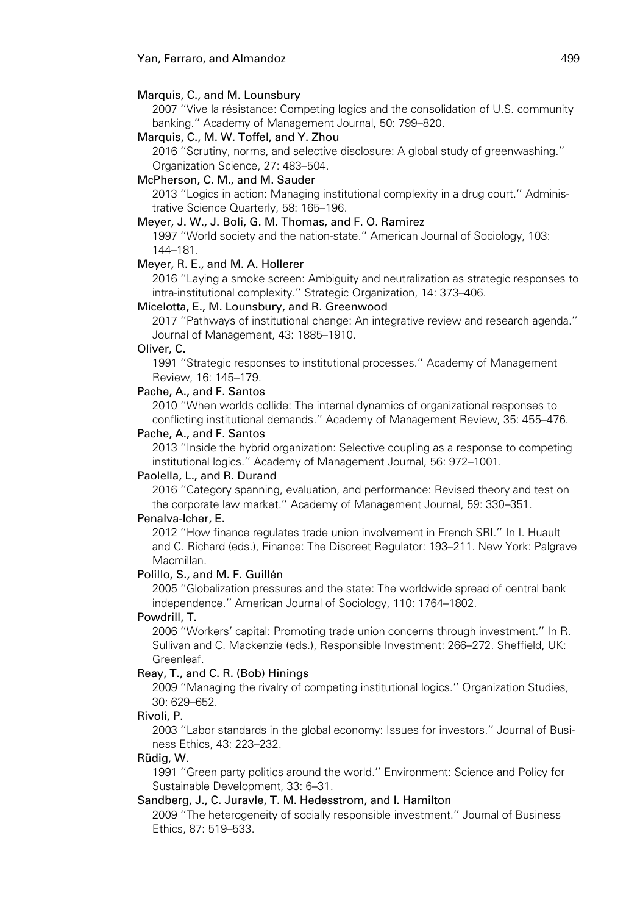Marquis, C., and M. Lounsbury
2007 ''Vive la résistance: Competing logics and the consolidation of U.S. community banking.'' Academy of Management Journal, 50: 799–820.

Marquis, C., M. W. Toffel, and Y. Zhou
2016 ''Scrutiny, norms, and selective disclosure: A global study of greenwashing.'' Organization Science, 27: 483–504.

McPherson, C. M., and M. Sauder
2013 ''Logics in action: Managing institutional complexity in a drug court.'' Administrative Science Quarterly, 58: 165–196.

Meyer, J. W., J. Boli, G. M. Thomas, and F. O. Ramirez
1997 ''World society and the nation-state.'' American Journal of Sociology, 103: 144–181.

Meyer, R. E., and M. A. Hollerer
2016 ''Laying a smoke screen: Ambiguity and neutralization as strategic responses to intra-institutional complexity.'' Strategic Organization, 14: 373–406.

Micelotta, E., M. Lounsbury, and R. Greenwood
2017 ''Pathways of institutional change: An integrative review and research agenda.'' Journal of Management, 43: 1885–1910.

Oliver, C.
1991 ''Strategic responses to institutional processes.'' Academy of Management Review, 16: 145–179.

Pache, A., and F. Santos
2010 ''When worlds collide: The internal dynamics of organizational responses to conflicting institutional demands.'' Academy of Management Review, 35: 455–476.

Pache, A., and F. Santos
2013 ''Inside the hybrid organization: Selective coupling as a response to competing institutional logics.'' Academy of Management Journal, 56: 972–1001.

Paolella, L., and R. Durand
2016 ''Category spanning, evaluation, and performance: Revised theory and test on the corporate law market.'' Academy of Management Journal, 59: 330–351.

Penalva-Icher, E.
2012 ''How finance regulates trade union involvement in French SRI.'' In I. Huault and C. Richard (eds.), Finance: The Discreet Regulator: 193–211. New York: Palgrave Macmillan.

Polillo, S., and M. F. Guillén
2005 ''Globalization pressures and the state: The worldwide spread of central bank independence.'' American Journal of Sociology, 110: 1764–1802.

Powdrill, T.
2006 ''Workers' capital: Promoting trade union concerns through investment.'' In R. Sullivan and C. Mackenzie (eds.), Responsible Investment: 266–272. Sheffield, UK: Greenleaf.

Reay, T., and C. R. (Bob) Hinings
2009 ''Managing the rivalry of competing institutional logics.'' Organization Studies, 30: 629–652.

Rivoli, P.
2003 ''Labor standards in the global economy: Issues for investors.'' Journal of Business Ethics, 43: 223–232.

Rüdig, W.
1991 ''Green party politics around the world.'' Environment: Science and Policy for Sustainable Development, 33: 6–31.

Sandberg, J., C. Juravle, T. M. Hedesstrom, and I. Hamilton
2009 ''The heterogeneity of socially responsible investment.'' Journal of Business Ethics, 87: 519–533.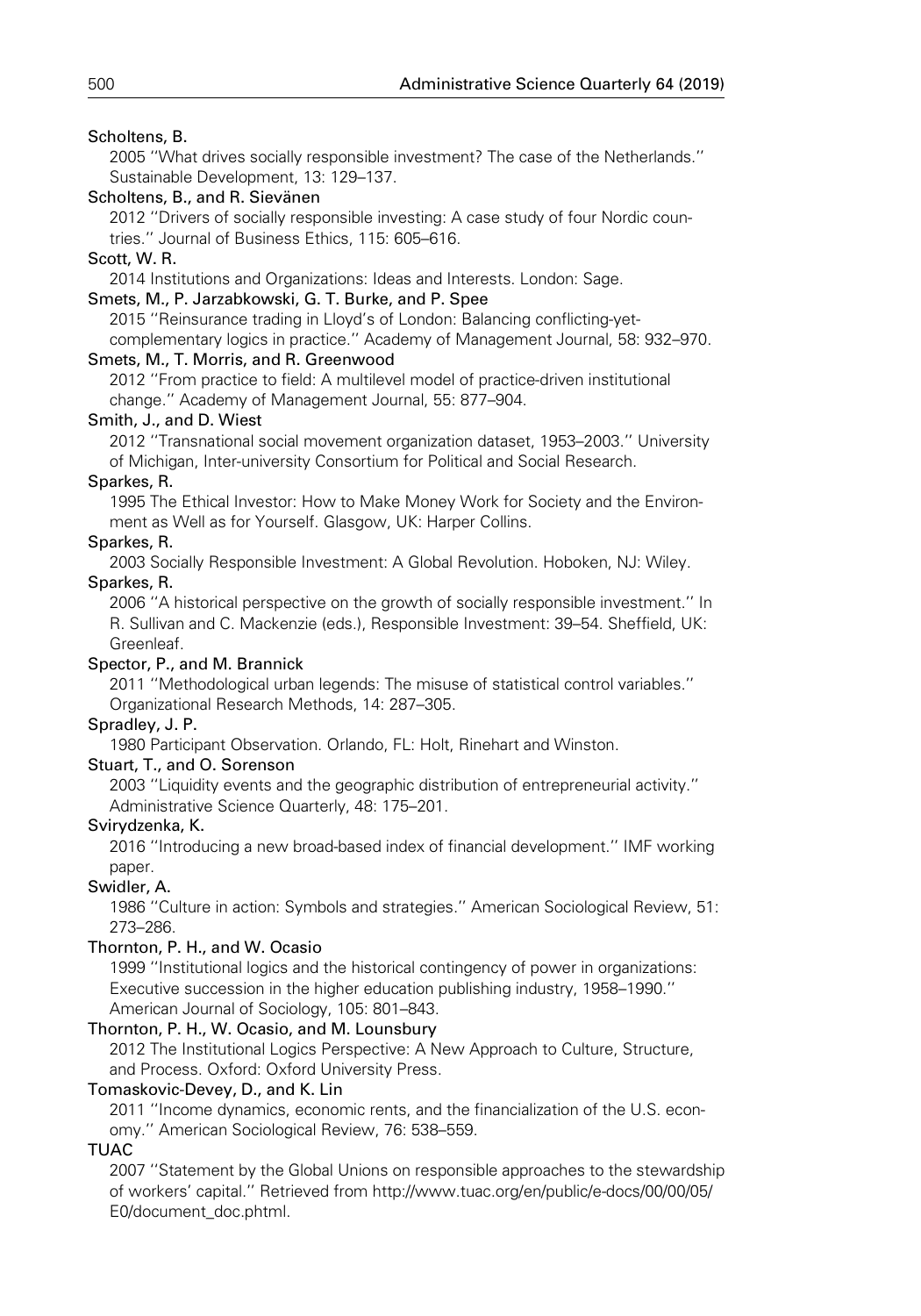Scholtens, B.
2005 "What drives socially responsible investment? The case of the Netherlands." Sustainable Development, 13: 129–137.

Scholtens, B., and R. Sievänen
2012 "Drivers of socially responsible investing: A case study of four Nordic countries." Journal of Business Ethics, 115: 605–616.

Scott, W. R.
2014 Institutions and Organizations: Ideas and Interests. London: Sage.

Smets, M., P. Jarzabkowski, G. T. Burke, and P. Spee
2015 "Reinsurance trading in Lloyd's of London: Balancing conflicting-yet-complementary logics in practice." Academy of Management Journal, 58: 932–970.

Smets, M., T. Morris, and R. Greenwood
2012 "From practice to field: A multilevel model of practice-driven institutional change." Academy of Management Journal, 55: 877–904.

Smith, J., and D. Wiest
2012 "Transnational social movement organization dataset, 1953–2003." University of Michigan, Inter-university Consortium for Political and Social Research.

Sparkes, R.
1995 The Ethical Investor: How to Make Money Work for Society and the Environment as Well as for Yourself. Glasgow, UK: Harper Collins.

Sparkes, R.
2003 Socially Responsible Investment: A Global Revolution. Hoboken, NJ: Wiley.

Sparkes, R.
2006 "A historical perspective on the growth of socially responsible investment." In R. Sullivan and C. Mackenzie (eds.), Responsible Investment: 39–54. Sheffield, UK: Greenleaf.

Spector, P., and M. Brannick
2011 "Methodological urban legends: The misuse of statistical control variables." Organizational Research Methods, 14: 287–305.

Spradley, J. P.
1980 Participant Observation. Orlando, FL: Holt, Rinehart and Winston.

Stuart, T., and O. Sorenson
2003 "Liquidity events and the geographic distribution of entrepreneurial activity." Administrative Science Quarterly, 48: 175–201.

Svirydzenka, K.
2016 "Introducing a new broad-based index of financial development." IMF working paper.

Swidler, A.
1986 "Culture in action: Symbols and strategies." American Sociological Review, 51: 273–286.

Thornton, P. H., and W. Ocasio
1999 "Institutional logics and the historical contingency of power in organizations: Executive succession in the higher education publishing industry, 1958–1990." American Journal of Sociology, 105: 801–843.

Thornton, P. H., W. Ocasio, and M. Lounsbury
2012 The Institutional Logics Perspective: A New Approach to Culture, Structure, and Process. Oxford: Oxford University Press.

Tomaskovic-Devey, D., and K. Lin
2011 "Income dynamics, economic rents, and the financialization of the U.S. economy." American Sociological Review, 76: 538–559.

TUAC
2007 "Statement by the Global Unions on responsible approaches to the stewardship of workers' capital." Retrieved from http://www.tuac.org/en/public/e-docs/00/00/05/E0/document_doc.phtml.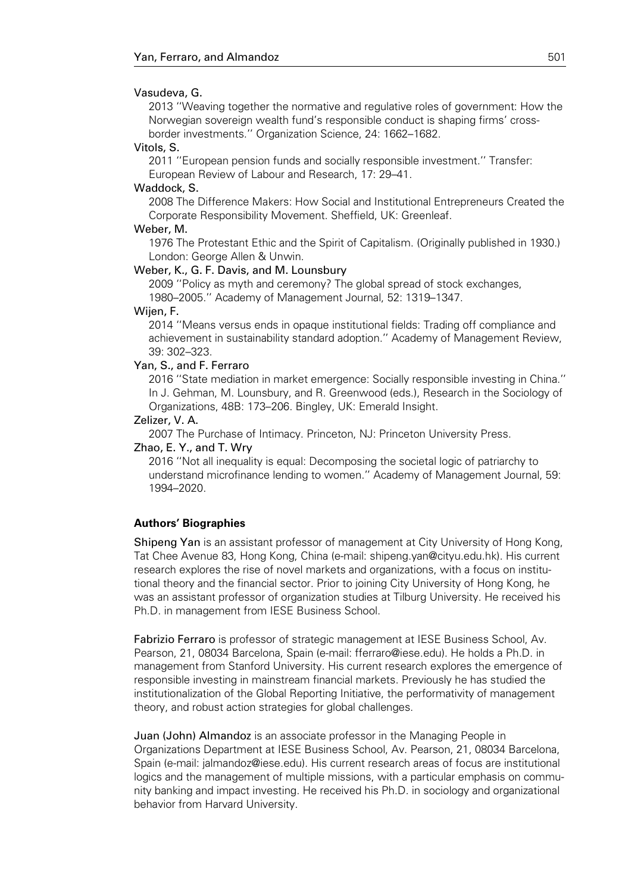Vasudeva, G.

2013 ''Weaving together the normative and regulative roles of government: How the Norwegian sovereign wealth fund's responsible conduct is shaping firms' cross-border investments.'' Organization Science, 24: 1662–1682.

Vitols, S.

2011 ''European pension funds and socially responsible investment.'' Transfer: European Review of Labour and Research, 17: 29–41.

Waddock, S.

2008 The Difference Makers: How Social and Institutional Entrepreneurs Created the Corporate Responsibility Movement. Sheffield, UK: Greenleaf.

Weber, M.

1976 The Protestant Ethic and the Spirit of Capitalism. (Originally published in 1930.) London: George Allen & Unwin.

Weber, K., G. F. Davis, and M. Lounsbury

2009 ''Policy as myth and ceremony? The global spread of stock exchanges, 1980–2005.'' Academy of Management Journal, 52: 1319–1347.

Wijen, F.

2014 ''Means versus ends in opaque institutional fields: Trading off compliance and achievement in sustainability standard adoption.'' Academy of Management Review, 39: 302–323.

Yan, S., and F. Ferraro

2016 ''State mediation in market emergence: Socially responsible investing in China.'' In J. Gehman, M. Lounsbury, and R. Greenwood (eds.), Research in the Sociology of Organizations, 48B: 173–206. Bingley, UK: Emerald Insight.

Zelizer, V. A.

2007 The Purchase of Intimacy. Princeton, NJ: Princeton University Press.

Zhao, E. Y., and T. Wry

2016 ''Not all inequality is equal: Decomposing the societal logic of patriarchy to understand microfinance lending to women.'' Academy of Management Journal, 59: 1994–2020.

## Authors' Biographies

**Shipeng Yan** is an assistant professor of management at City University of Hong Kong, Tat Chee Avenue 83, Hong Kong, China (e-mail: shipeng.yan@cityu.edu.hk). His current research explores the rise of novel markets and organizations, with a focus on institutional theory and the financial sector. Prior to joining City University of Hong Kong, he was an assistant professor of organization studies at Tilburg University. He received his Ph.D. in management from IESE Business School.

**Fabrizio Ferraro** is professor of strategic management at IESE Business School, Av. Pearson, 21, 08034 Barcelona, Spain (e-mail: fferraro@iese.edu). He holds a Ph.D. in management from Stanford University. His current research explores the emergence of responsible investing in mainstream financial markets. Previously he has studied the institutionalization of the Global Reporting Initiative, the performativity of management theory, and robust action strategies for global challenges.

**Juan (John) Almandoz** is an associate professor in the Managing People in Organizations Department at IESE Business School, Av. Pearson, 21, 08034 Barcelona, Spain (e-mail: jalmandoz@iese.edu). His current research areas of focus are institutional logics and the management of multiple missions, with a particular emphasis on community banking and impact investing. He received his Ph.D. in sociology and organizational behavior from Harvard University.